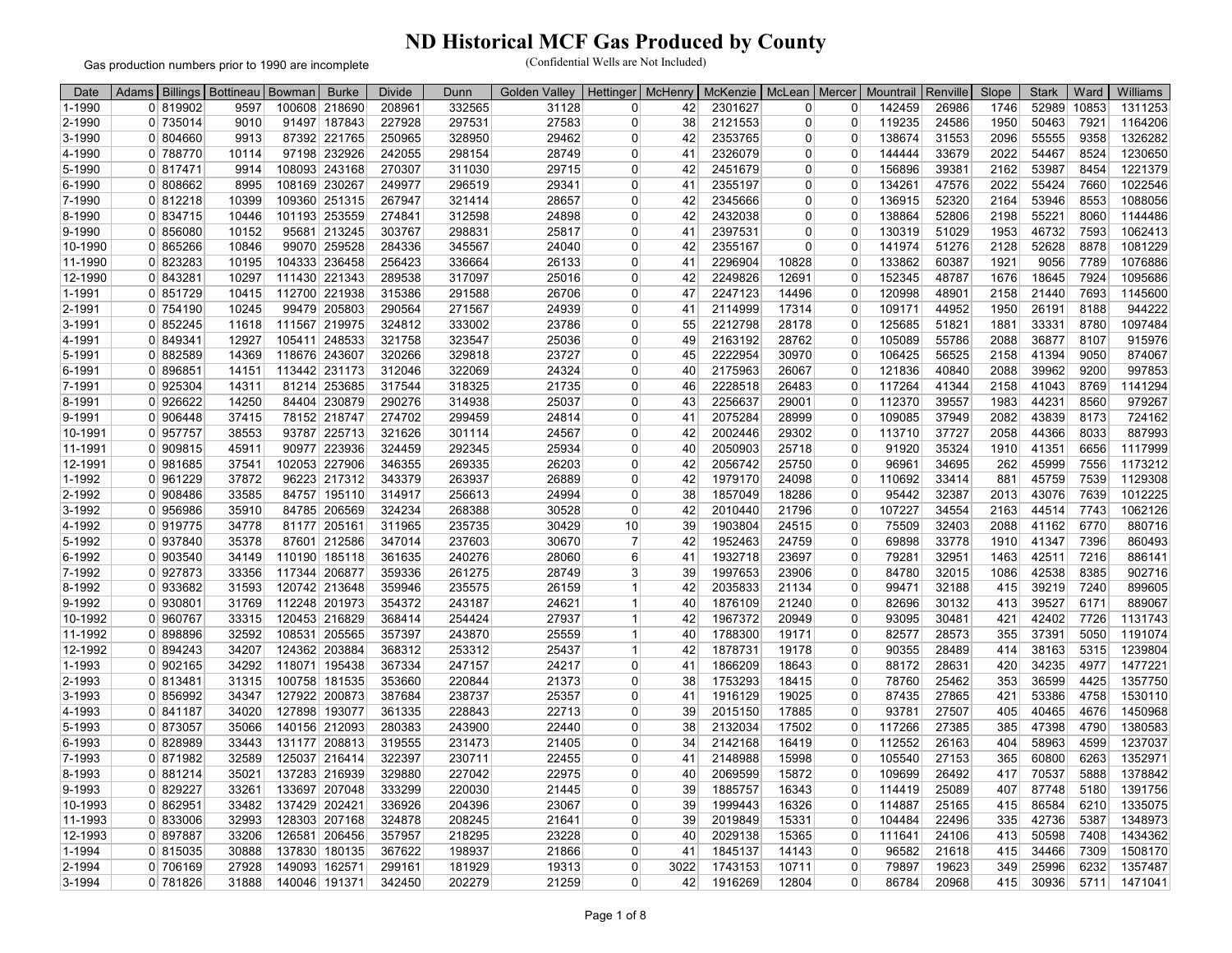# ND Historical MCF Gas Produced by County

Gas production numbers prior to 1990 are incomplete

(Confidential Wells are Not Included)

| Date | Adams | Billings | Bottineau | Bowman | Burke | Divide | Dunn | Golden Valley | Hettinger | McHenry | McKenzie | McLean | Mercer | Mountrail | Renville | Slope | Stark | Ward | Williams |
|---|---|---|---|---|---|---|---|---|---|---|---|---|---|---|---|---|---|---|---|
| 1-1990 | 0 | 819902 | 9597 | 100608 | 218690 | 208961 | 332565 | 31128 | 0 | 42 | 2301627 | 0 | 0 | 142459 | 26986 | 1746 | 52989 | 10853 | 1311253 |
| 2-1990 | 0 | 735014 | 9010 | 91497 | 187843 | 227928 | 297531 | 27583 | 0 | 38 | 2121553 | 0 | 0 | 119235 | 24586 | 1950 | 50463 | 7921 | 1164206 |
| 3-1990 | 0 | 804660 | 9913 | 87392 | 221765 | 250965 | 328950 | 29462 | 0 | 42 | 2353765 | 0 | 0 | 138674 | 31553 | 2096 | 55555 | 9358 | 1326282 |
| 4-1990 | 0 | 788770 | 10114 | 97198 | 232926 | 242055 | 298154 | 28749 | 0 | 41 | 2326079 | 0 | 0 | 144444 | 33679 | 2022 | 54467 | 8524 | 1230650 |
| 5-1990 | 0 | 817471 | 9914 | 108093 | 243168 | 270307 | 311030 | 29715 | 0 | 42 | 2451679 | 0 | 0 | 156896 | 39381 | 2162 | 53987 | 8454 | 1221379 |
| 6-1990 | 0 | 808662 | 8995 | 108169 | 230267 | 249977 | 296519 | 29341 | 0 | 41 | 2355197 | 0 | 0 | 134261 | 47576 | 2022 | 55424 | 7660 | 1022546 |
| 7-1990 | 0 | 812218 | 10399 | 109360 | 251315 | 267947 | 321414 | 28657 | 0 | 42 | 2345666 | 0 | 0 | 136915 | 52320 | 2164 | 53946 | 8553 | 1088056 |
| 8-1990 | 0 | 834715 | 10446 | 101193 | 253559 | 274841 | 312598 | 24898 | 0 | 42 | 2432038 | 0 | 0 | 138864 | 52806 | 2198 | 55221 | 8060 | 1144486 |
| 9-1990 | 0 | 856080 | 10152 | 95681 | 213245 | 303767 | 298831 | 25817 | 0 | 41 | 2397531 | 0 | 0 | 130319 | 51029 | 1953 | 46732 | 7593 | 1062413 |
| 10-1990 | 0 | 865266 | 10846 | 99070 | 259528 | 284336 | 345567 | 24040 | 0 | 42 | 2355167 | 0 | 0 | 141974 | 51276 | 2128 | 52628 | 8878 | 1081229 |
| 11-1990 | 0 | 823283 | 10195 | 104333 | 236458 | 256423 | 336664 | 26133 | 0 | 41 | 2296904 | 10828 | 0 | 133862 | 60387 | 1921 | 9056 | 7789 | 1076886 |
| 12-1990 | 0 | 843281 | 10297 | 111430 | 221343 | 289538 | 317097 | 25016 | 0 | 42 | 2249826 | 12691 | 0 | 152345 | 48787 | 1676 | 18645 | 7924 | 1095686 |
| 1-1991 | 0 | 851729 | 10415 | 112700 | 221938 | 315386 | 291588 | 26706 | 0 | 47 | 2247123 | 14496 | 0 | 120998 | 48901 | 2158 | 21440 | 7693 | 1145600 |
| 2-1991 | 0 | 754190 | 10245 | 99479 | 205803 | 290564 | 271567 | 24939 | 0 | 41 | 2114999 | 17314 | 0 | 109171 | 44952 | 1950 | 26191 | 8188 | 944222 |
| 3-1991 | 0 | 852245 | 11618 | 111567 | 219975 | 324812 | 333002 | 23786 | 0 | 55 | 2212798 | 28178 | 0 | 125685 | 51821 | 1881 | 33331 | 8780 | 1097484 |
| 4-1991 | 0 | 849341 | 12927 | 105411 | 248533 | 321758 | 323547 | 25036 | 0 | 49 | 2163192 | 28762 | 0 | 105089 | 55786 | 2088 | 36877 | 8107 | 915976 |
| 5-1991 | 0 | 882589 | 14369 | 118676 | 243607 | 320266 | 329818 | 23727 | 0 | 45 | 2222954 | 30970 | 0 | 106425 | 56525 | 2158 | 41394 | 9050 | 874067 |
| 6-1991 | 0 | 896851 | 14151 | 113442 | 231173 | 312046 | 322069 | 24324 | 0 | 40 | 2175963 | 26067 | 0 | 121836 | 40840 | 2088 | 39962 | 9200 | 997853 |
| 7-1991 | 0 | 925304 | 14311 | 81214 | 253685 | 317544 | 318325 | 21735 | 0 | 46 | 2228518 | 26483 | 0 | 117264 | 41344 | 2158 | 41043 | 8769 | 1141294 |
| 8-1991 | 0 | 926622 | 14250 | 84404 | 230879 | 290276 | 314938 | 25037 | 0 | 43 | 2256637 | 29001 | 0 | 112370 | 39557 | 1983 | 44231 | 8560 | 979267 |
| 9-1991 | 0 | 906448 | 37415 | 78152 | 218747 | 274702 | 299459 | 24814 | 0 | 41 | 2075284 | 28999 | 0 | 109085 | 37949 | 2082 | 43839 | 8173 | 724162 |
| 10-1991 | 0 | 957757 | 38553 | 93787 | 225713 | 321626 | 301114 | 24567 | 0 | 42 | 2002446 | 29302 | 0 | 113710 | 37727 | 2058 | 44366 | 8033 | 887993 |
| 11-1991 | 0 | 909815 | 45911 | 90977 | 223936 | 324459 | 292345 | 25934 | 0 | 40 | 2050903 | 25718 | 0 | 91920 | 35324 | 1910 | 41351 | 6656 | 1117999 |
| 12-1991 | 0 | 981685 | 37541 | 102053 | 227906 | 346355 | 269335 | 26203 | 0 | 42 | 2056742 | 25750 | 0 | 96961 | 34695 | 262 | 45999 | 7556 | 1173212 |
| 1-1992 | 0 | 961229 | 37872 | 96223 | 217312 | 343379 | 263937 | 26889 | 0 | 42 | 1979170 | 24098 | 0 | 110692 | 33414 | 881 | 45759 | 7539 | 1129308 |
| 2-1992 | 0 | 908486 | 33585 | 84757 | 195110 | 314917 | 256613 | 24994 | 0 | 38 | 1857049 | 18286 | 0 | 95442 | 32387 | 2013 | 43076 | 7639 | 1012225 |
| 3-1992 | 0 | 956986 | 35910 | 84785 | 206569 | 324234 | 268388 | 30528 | 0 | 42 | 2010440 | 21796 | 0 | 107227 | 34554 | 2163 | 44514 | 7743 | 1062126 |
| 4-1992 | 0 | 919775 | 34778 | 81177 | 205161 | 311965 | 235735 | 30429 | 10 | 39 | 1903804 | 24515 | 0 | 75509 | 32403 | 2088 | 41162 | 6770 | 880716 |
| 5-1992 | 0 | 937840 | 35378 | 87601 | 212586 | 347014 | 237603 | 30670 | 7 | 42 | 1952463 | 24759 | 0 | 69898 | 33778 | 1910 | 41347 | 7396 | 860493 |
| 6-1992 | 0 | 903540 | 34149 | 110190 | 185118 | 361635 | 240276 | 28060 | 6 | 41 | 1932718 | 23697 | 0 | 79281 | 32951 | 1463 | 42511 | 7216 | 886141 |
| 7-1992 | 0 | 927873 | 33356 | 117344 | 206877 | 359336 | 261275 | 28749 | 3 | 39 | 1997653 | 23906 | 0 | 84780 | 32015 | 1086 | 42538 | 8385 | 902716 |
| 8-1992 | 0 | 933682 | 31593 | 120742 | 213648 | 359946 | 235575 | 26159 | 1 | 42 | 2035833 | 21134 | 0 | 99471 | 32188 | 415 | 39219 | 7240 | 899605 |
| 9-1992 | 0 | 930801 | 31769 | 112248 | 201973 | 354372 | 243187 | 24621 | 1 | 40 | 1876109 | 21240 | 0 | 82696 | 30132 | 413 | 39527 | 6171 | 889067 |
| 10-1992 | 0 | 960767 | 33315 | 120453 | 216829 | 368414 | 254424 | 27937 | 1 | 42 | 1967372 | 20949 | 0 | 93095 | 30481 | 421 | 42402 | 7726 | 1131743 |
| 11-1992 | 0 | 898896 | 32592 | 108531 | 205565 | 357397 | 243870 | 25559 | 1 | 40 | 1788300 | 19171 | 0 | 82577 | 28573 | 355 | 37391 | 5050 | 1191074 |
| 12-1992 | 0 | 894243 | 34207 | 124362 | 203884 | 368312 | 253312 | 25437 | 1 | 42 | 1878731 | 19178 | 0 | 90355 | 28489 | 414 | 38163 | 5315 | 1239804 |
| 1-1993 | 0 | 902165 | 34292 | 118071 | 195438 | 367334 | 247157 | 24217 | 0 | 41 | 1866209 | 18643 | 0 | 88172 | 28631 | 420 | 34235 | 4977 | 1477221 |
| 2-1993 | 0 | 813481 | 31315 | 100758 | 181535 | 353660 | 220844 | 21373 | 0 | 38 | 1753293 | 18415 | 0 | 78760 | 25462 | 353 | 36599 | 4425 | 1357750 |
| 3-1993 | 0 | 856992 | 34347 | 127922 | 200873 | 387684 | 238737 | 25357 | 0 | 41 | 1916129 | 19025 | 0 | 87435 | 27865 | 421 | 53386 | 4758 | 1530110 |
| 4-1993 | 0 | 841187 | 34020 | 127898 | 193077 | 361335 | 228843 | 22713 | 0 | 39 | 2015150 | 17885 | 0 | 93781 | 27507 | 405 | 40465 | 4676 | 1450968 |
| 5-1993 | 0 | 873057 | 35066 | 140156 | 212093 | 280383 | 243900 | 22440 | 0 | 38 | 2132034 | 17502 | 0 | 117266 | 27385 | 385 | 47398 | 4790 | 1380583 |
| 6-1993 | 0 | 828989 | 33443 | 131177 | 208813 | 319555 | 231473 | 21405 | 0 | 34 | 2142168 | 16419 | 0 | 112552 | 26163 | 404 | 58963 | 4599 | 1237037 |
| 7-1993 | 0 | 871982 | 32589 | 125037 | 216414 | 322397 | 230711 | 22455 | 0 | 41 | 2148988 | 15998 | 0 | 105540 | 27153 | 365 | 60800 | 6263 | 1352971 |
| 8-1993 | 0 | 881214 | 35021 | 137283 | 216939 | 329880 | 227042 | 22975 | 0 | 40 | 2069599 | 15872 | 0 | 109699 | 26492 | 417 | 70537 | 5888 | 1378842 |
| 9-1993 | 0 | 829227 | 33261 | 133697 | 207048 | 333299 | 220030 | 21445 | 0 | 39 | 1885757 | 16343 | 0 | 114419 | 25089 | 407 | 87748 | 5180 | 1391756 |
| 10-1993 | 0 | 862951 | 33482 | 137429 | 202421 | 336926 | 204396 | 23067 | 0 | 39 | 1999443 | 16326 | 0 | 114887 | 25165 | 415 | 86584 | 6210 | 1335075 |
| 11-1993 | 0 | 833006 | 32993 | 128303 | 207168 | 324878 | 208245 | 21641 | 0 | 39 | 2019849 | 15331 | 0 | 104484 | 22496 | 335 | 42736 | 5387 | 1348973 |
| 12-1993 | 0 | 897887 | 33206 | 126581 | 206456 | 357957 | 218295 | 23228 | 0 | 40 | 2029138 | 15365 | 0 | 111641 | 24106 | 413 | 50598 | 7408 | 1434362 |
| 1-1994 | 0 | 815035 | 30888 | 137830 | 180135 | 367622 | 198937 | 21866 | 0 | 41 | 1845137 | 14143 | 0 | 96582 | 21618 | 415 | 34466 | 7309 | 1508170 |
| 2-1994 | 0 | 706169 | 27928 | 149093 | 162571 | 299161 | 181929 | 19313 | 0 | 3022 | 1743153 | 10711 | 0 | 79897 | 19623 | 349 | 25996 | 6232 | 1357487 |
| 3-1994 | 0 | 781826 | 31888 | 140046 | 191371 | 342450 | 202279 | 21259 | 0 | 42 | 1916269 | 12804 | 0 | 86784 | 20968 | 415 | 30936 | 5711 | 1471041 |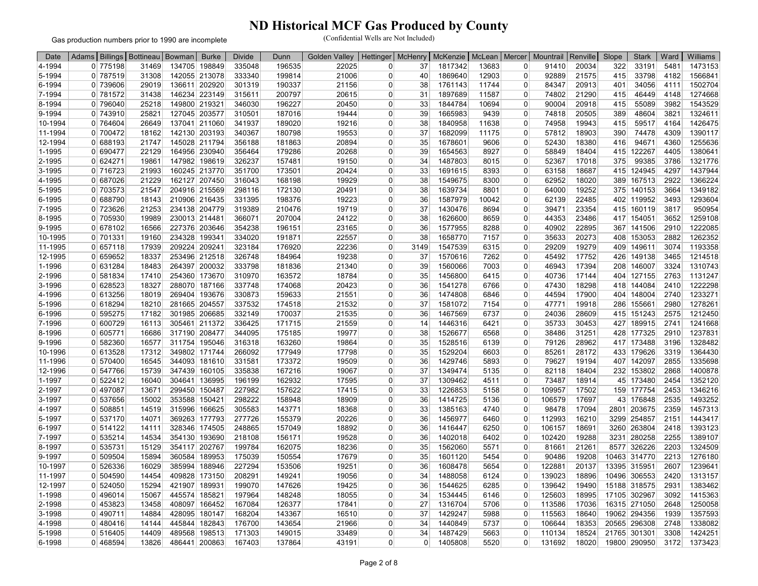# ND Historical MCF Gas Produced by County

Gas production numbers prior to 1990 are incomplete

(Confidential Wells are Not Included)

| Date | Adams | Billings | Bottineau | Bowman | Burke | Divide | Dunn | Golden Valley | Hettinger | McHenry | McKenzie | McLean | Mercer | Mountrail | Renville | Slope | Stark | Ward | Williams |
|---|---|---|---|---|---|---|---|---|---|---|---|---|---|---|---|---|---|---|---|
| 4-1994 | 0 | 775198 | 31469 | 134705 | 198849 | 335048 | 196535 | 22025 | 0 | 37 | 1817342 | 13683 | 0 | 91410 | 20034 | 322 | 33191 | 5481 | 1473153 |
| 5-1994 | 0 | 787519 | 31308 | 142055 | 213078 | 333340 | 199814 | 21006 | 0 | 40 | 1869640 | 12903 | 0 | 92889 | 21575 | 415 | 33798 | 4182 | 1566841 |
| 6-1994 | 0 | 739606 | 29019 | 136611 | 202920 | 301319 | 190337 | 21156 | 0 | 38 | 1761143 | 11744 | 0 | 84347 | 20913 | 401 | 34056 | 4111 | 1502704 |
| 7-1994 | 0 | 781572 | 31438 | 146234 | 223149 | 315611 | 200797 | 20615 | 0 | 31 | 1897689 | 11587 | 0 | 74802 | 21290 | 415 | 46449 | 4148 | 1274668 |
| 8-1994 | 0 | 796040 | 25218 | 149800 | 219321 | 346030 | 196227 | 20450 | 0 | 33 | 1844784 | 10694 | 0 | 90004 | 20918 | 415 | 55089 | 3982 | 1543529 |
| 9-1994 | 0 | 743910 | 25821 | 127045 | 203577 | 310501 | 187016 | 19444 | 0 | 39 | 1665983 | 9439 | 0 | 74818 | 20505 | 389 | 48604 | 3821 | 1324611 |
| 10-1994 | 0 | 764604 | 26649 | 137041 | 211060 | 341937 | 189020 | 19216 | 0 | 38 | 1840958 | 11638 | 0 | 74958 | 19943 | 415 | 59517 | 4164 | 1426475 |
| 11-1994 | 0 | 700472 | 18162 | 142130 | 203193 | 340367 | 180798 | 19553 | 0 | 37 | 1682099 | 11175 | 0 | 57812 | 18903 | 390 | 74478 | 4309 | 1390117 |
| 12-1994 | 0 | 688193 | 21747 | 145028 | 211794 | 356188 | 181863 | 20894 | 0 | 35 | 1678601 | 9606 | 0 | 52430 | 18380 | 416 | 94671 | 4360 | 1255636 |
| 1-1995 | 0 | 690477 | 22129 | 164956 | 230940 | 356464 | 179286 | 20268 | 0 | 39 | 1654563 | 8927 | 0 | 58849 | 18404 | 415 | 122267 | 4405 | 1380641 |
| 2-1995 | 0 | 624271 | 19861 | 147982 | 198619 | 326237 | 157481 | 19150 | 0 | 34 | 1487803 | 8015 | 0 | 52367 | 17018 | 375 | 99385 | 3786 | 1321776 |
| 3-1995 | 0 | 716723 | 21993 | 160245 | 213770 | 351700 | 173501 | 20424 | 0 | 33 | 1691615 | 8393 | 0 | 63158 | 18687 | 415 | 124945 | 4297 | 1437944 |
| 4-1995 | 0 | 687026 | 21229 | 162127 | 207450 | 316043 | 168198 | 19929 | 0 | 38 | 1549675 | 8300 | 0 | 62952 | 18020 | 389 | 167513 | 2922 | 1366224 |
| 5-1995 | 0 | 703573 | 21547 | 204916 | 215569 | 298116 | 172130 | 20491 | 0 | 38 | 1639734 | 8801 | 0 | 64000 | 19252 | 375 | 140153 | 3664 | 1349182 |
| 6-1995 | 0 | 688790 | 18143 | 210906 | 216435 | 331395 | 198376 | 19223 | 0 | 36 | 1587979 | 10042 | 0 | 62139 | 22485 | 402 | 119952 | 3493 | 1293604 |
| 7-1995 | 0 | 723626 | 21253 | 234138 | 204779 | 319389 | 210476 | 19719 | 0 | 37 | 1430476 | 8694 | 0 | 39471 | 23354 | 415 | 160119 | 3817 | 950954 |
| 8-1995 | 0 | 705930 | 19989 | 230013 | 214481 | 366071 | 207004 | 24122 | 0 | 38 | 1626600 | 8659 | 0 | 44353 | 23486 | 417 | 154051 | 3652 | 1259108 |
| 9-1995 | 0 | 678102 | 16566 | 227376 | 203646 | 354238 | 196151 | 23165 | 0 | 36 | 1577955 | 8288 | 0 | 40902 | 22895 | 367 | 141506 | 2910 | 1222085 |
| 10-1995 | 0 | 701331 | 19160 | 234328 | 199341 | 334020 | 191871 | 22557 | 0 | 38 | 1658770 | 7157 | 0 | 35633 | 20273 | 408 | 153053 | 2882 | 1262352 |
| 11-1995 | 0 | 657118 | 17939 | 209224 | 209241 | 323184 | 176920 | 22236 | 0 | 3149 | 1547539 | 6315 | 0 | 29209 | 19279 | 409 | 149611 | 3074 | 1193358 |
| 12-1995 | 0 | 659652 | 18337 | 253496 | 212518 | 326748 | 184964 | 19238 | 0 | 37 | 1570616 | 7262 | 0 | 45492 | 17752 | 426 | 149138 | 3465 | 1214518 |
| 1-1996 | 0 | 631284 | 18483 | 264397 | 200032 | 333798 | 181836 | 21340 | 0 | 39 | 1560066 | 7003 | 0 | 46943 | 17394 | 208 | 146007 | 3324 | 1310743 |
| 2-1996 | 0 | 581834 | 17410 | 254360 | 173670 | 310970 | 163572 | 18784 | 0 | 35 | 1456800 | 6415 | 0 | 40736 | 17144 | 404 | 127155 | 2763 | 1131247 |
| 3-1996 | 0 | 628523 | 18327 | 288070 | 187166 | 337748 | 174068 | 20423 | 0 | 36 | 1541278 | 6766 | 0 | 47430 | 18298 | 418 | 144084 | 2410 | 1222298 |
| 4-1996 | 0 | 613256 | 18019 | 269404 | 193676 | 330873 | 159633 | 21551 | 0 | 36 | 1474808 | 6846 | 0 | 44594 | 17900 | 404 | 148004 | 2740 | 1233271 |
| 5-1996 | 0 | 618294 | 18210 | 281665 | 204557 | 337532 | 174518 | 21532 | 0 | 37 | 1581072 | 7154 | 0 | 47771 | 19918 | 286 | 155661 | 2980 | 1278261 |
| 6-1996 | 0 | 595275 | 17182 | 301985 | 206685 | 332149 | 170037 | 21535 | 0 | 36 | 1467569 | 6737 | 0 | 24036 | 28609 | 415 | 151243 | 2575 | 1212450 |
| 7-1996 | 0 | 600729 | 16113 | 305461 | 211372 | 336425 | 171715 | 21559 | 0 | 14 | 1446316 | 6421 | 0 | 35733 | 30453 | 427 | 189915 | 2741 | 1241668 |
| 8-1996 | 0 | 605771 | 16686 | 317190 | 208477 | 344095 | 175185 | 19977 | 0 | 38 | 1526677 | 6568 | 0 | 38486 | 31251 | 428 | 177325 | 2910 | 1237831 |
| 9-1996 | 0 | 582360 | 16577 | 311754 | 195046 | 316318 | 163260 | 19864 | 0 | 35 | 1528516 | 6139 | 0 | 79126 | 28962 | 417 | 173488 | 3196 | 1328482 |
| 10-1996 | 0 | 613528 | 17312 | 349802 | 171744 | 266092 | 177949 | 17798 | 0 | 35 | 1529204 | 6603 | 0 | 85261 | 28172 | 433 | 179626 | 3319 | 1364430 |
| 11-1996 | 0 | 570400 | 16545 | 344093 | 181610 | 331581 | 173372 | 19509 | 0 | 36 | 1429746 | 5893 | 0 | 79627 | 19194 | 407 | 142097 | 2855 | 1335698 |
| 12-1996 | 0 | 547766 | 15739 | 347439 | 160105 | 335838 | 167216 | 19067 | 0 | 37 | 1349474 | 5135 | 0 | 82118 | 18404 | 232 | 153802 | 2868 | 1400878 |
| 1-1997 | 0 | 522412 | 16040 | 304641 | 136995 | 196199 | 162932 | 17595 | 0 | 37 | 1309462 | 4511 | 0 | 73487 | 18914 | 45 | 173480 | 2454 | 1352120 |
| 2-1997 | 0 | 497087 | 13671 | 299450 | 150487 | 227982 | 157622 | 17415 | 0 | 33 | 1226853 | 5158 | 0 | 109957 | 17502 | 159 | 177754 | 2453 | 1346216 |
| 3-1997 | 0 | 537656 | 15002 | 353588 | 150421 | 298222 | 158948 | 18909 | 0 | 36 | 1414725 | 5136 | 0 | 106579 | 17697 | 43 | 176848 | 2535 | 1493252 |
| 4-1997 | 0 | 508851 | 14519 | 315996 | 166625 | 305583 | 143771 | 18368 | 0 | 33 | 1385163 | 4740 | 0 | 98478 | 17094 | 2801 | 203675 | 2359 | 1457313 |
| 5-1997 | 0 | 537170 | 14071 | 369263 | 177793 | 277726 | 155379 | 20226 | 0 | 36 | 1456977 | 6460 | 0 | 112993 | 16210 | 3299 | 254857 | 2151 | 1443417 |
| 6-1997 | 0 | 514122 | 14111 | 328346 | 174505 | 248865 | 157049 | 18892 | 0 | 36 | 1416447 | 6250 | 0 | 106157 | 18691 | 3260 | 263804 | 2418 | 1393123 |
| 7-1997 | 0 | 535214 | 14534 | 354130 | 193690 | 218108 | 156171 | 19528 | 0 | 36 | 1402018 | 6402 | 0 | 102420 | 19288 | 3231 | 280258 | 2255 | 1389107 |
| 8-1997 | 0 | 535731 | 15129 | 354117 | 202767 | 199784 | 162075 | 18236 | 0 | 35 | 1562060 | 5571 | 0 | 81661 | 21261 | 8577 | 326226 | 2203 | 1324509 |
| 9-1997 | 0 | 509504 | 15894 | 360584 | 189953 | 175039 | 150554 | 17679 | 0 | 35 | 1601120 | 5454 | 0 | 90486 | 19208 | 10463 | 314770 | 2213 | 1276180 |
| 10-1997 | 0 | 526336 | 16029 | 385994 | 188946 | 227294 | 153506 | 19251 | 0 | 36 | 1608478 | 5654 | 0 | 122881 | 20137 | 13395 | 315951 | 2607 | 1239641 |
| 11-1997 | 0 | 504590 | 14454 | 409828 | 173150 | 208291 | 149241 | 19056 | 0 | 34 | 1488058 | 6124 | 0 | 139023 | 18896 | 10496 | 306553 | 2420 | 1313157 |
| 12-1997 | 0 | 524050 | 15294 | 421907 | 189931 | 199070 | 147626 | 19425 | 0 | 36 | 1544625 | 6285 | 0 | 139642 | 19490 | 15188 | 318575 | 2931 | 1383462 |
| 1-1998 | 0 | 496014 | 15067 | 445574 | 185821 | 197964 | 148248 | 18055 | 0 | 34 | 1534445 | 6146 | 0 | 125603 | 18995 | 17105 | 302967 | 3092 | 1415363 |
| 2-1998 | 0 | 453823 | 13458 | 408097 | 166452 | 167084 | 126377 | 17841 | 0 | 27 | 1316704 | 5706 | 0 | 113586 | 17036 | 16315 | 271050 | 2648 | 1250058 |
| 3-1998 | 0 | 490711 | 14884 | 428095 | 180147 | 168204 | 143367 | 16510 | 0 | 37 | 1429247 | 5988 | 0 | 115563 | 18640 | 19062 | 294356 | 1939 | 1357593 |
| 4-1998 | 0 | 480416 | 14144 | 445844 | 182843 | 176700 | 143654 | 21966 | 0 | 34 | 1440849 | 5737 | 0 | 106644 | 18353 | 20565 | 296308 | 2748 | 1338082 |
| 5-1998 | 0 | 516405 | 14409 | 489568 | 198513 | 171303 | 149015 | 33489 | 0 | 34 | 1487429 | 5663 | 0 | 110134 | 18524 | 21765 | 301301 | 3308 | 1424251 |
| 6-1998 | 0 | 468594 | 13826 | 486441 | 200863 | 167403 | 137864 | 43191 | 0 | 0 | 1405808 | 5520 | 0 | 131692 | 18020 | 19800 | 290950 | 3172 | 1373423 |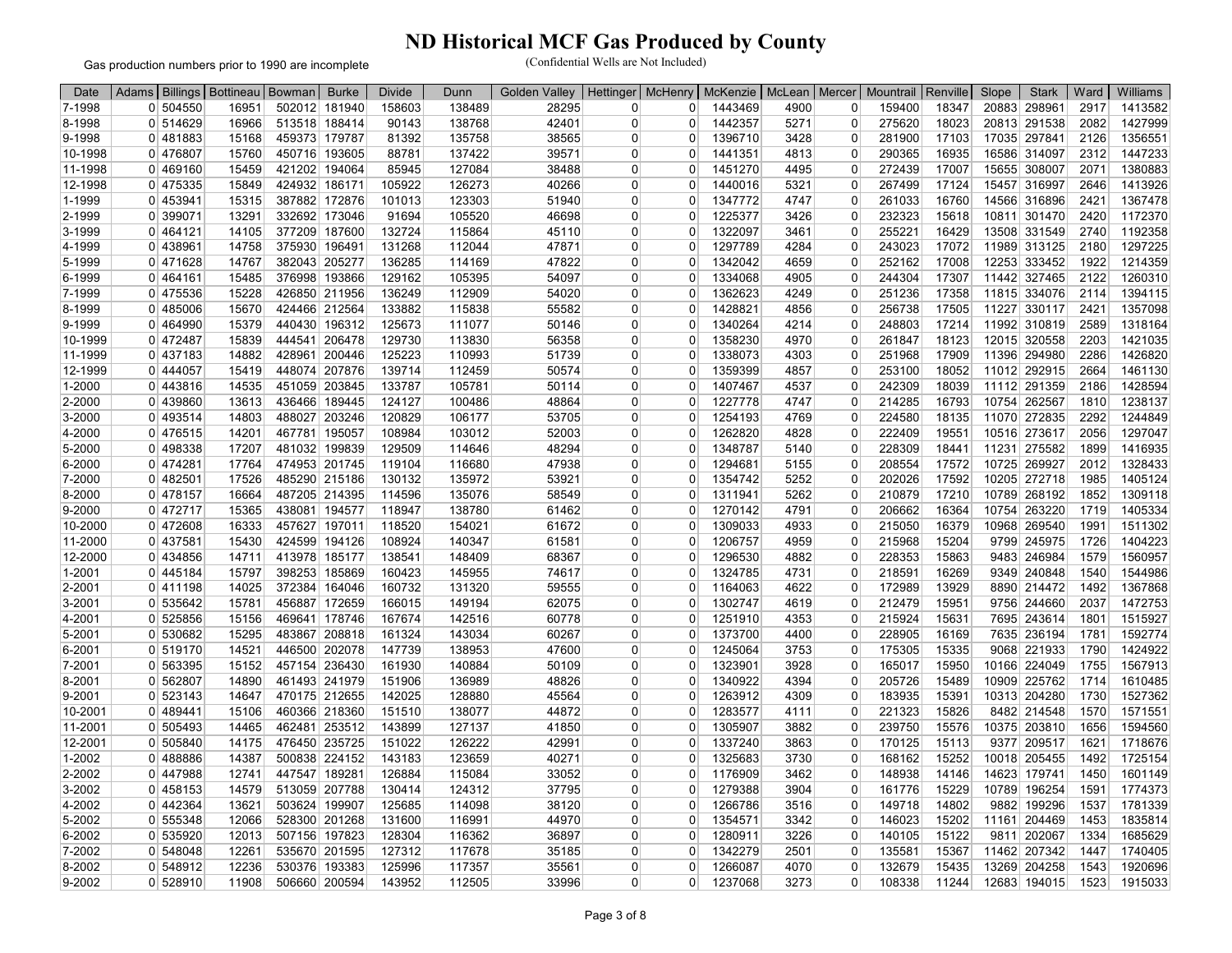# ND Historical MCF Gas Produced by County

Gas production numbers prior to 1990 are incomplete

(Confidential Wells are Not Included)

| Date | Adams | Billings | Bottineau | Bowman | Burke | Divide | Dunn | Golden Valley | Hettinger | McHenry | McKenzie | McLean | Mercer | Mountrail | Renville | Slope | Stark | Ward | Williams |
|---|---|---|---|---|---|---|---|---|---|---|---|---|---|---|---|---|---|---|---|
| 7-1998 | 0 | 504550 | 16951 | 502012 | 181940 | 158603 | 138489 | 28295 | 0 | 0 | 1443469 | 4900 | 0 | 159400 | 18347 | 20883 | 298961 | 2917 | 1413582 |
| 8-1998 | 0 | 514629 | 16966 | 513518 | 188414 | 90143 | 138768 | 42401 | 0 | 0 | 1442357 | 5271 | 0 | 275620 | 18023 | 20813 | 291538 | 2082 | 1427999 |
| 9-1998 | 0 | 481883 | 15168 | 459373 | 179787 | 81392 | 135758 | 38565 | 0 | 0 | 1396710 | 3428 | 0 | 281900 | 17103 | 17035 | 297841 | 2126 | 1356551 |
| 10-1998 | 0 | 476807 | 15760 | 450716 | 193605 | 88781 | 137422 | 39571 | 0 | 0 | 1441351 | 4813 | 0 | 290365 | 16935 | 16586 | 314097 | 2312 | 1447233 |
| 11-1998 | 0 | 469160 | 15459 | 421202 | 194064 | 85945 | 127084 | 38488 | 0 | 0 | 1451270 | 4495 | 0 | 272439 | 17007 | 15655 | 308007 | 2071 | 1380883 |
| 12-1998 | 0 | 475335 | 15849 | 424932 | 186171 | 105922 | 126273 | 40266 | 0 | 0 | 1440016 | 5321 | 0 | 267499 | 17124 | 15457 | 316997 | 2646 | 1413926 |
| 1-1999 | 0 | 453941 | 15315 | 387882 | 172876 | 101013 | 123303 | 51940 | 0 | 0 | 1347772 | 4747 | 0 | 261033 | 16760 | 14566 | 316896 | 2421 | 1367478 |
| 2-1999 | 0 | 399071 | 13291 | 332692 | 173046 | 91694 | 105520 | 46698 | 0 | 0 | 1225377 | 3426 | 0 | 232323 | 15618 | 10811 | 301470 | 2420 | 1172370 |
| 3-1999 | 0 | 464121 | 14105 | 377209 | 187600 | 132724 | 115864 | 45110 | 0 | 0 | 1322097 | 3461 | 0 | 255221 | 16429 | 13508 | 331549 | 2740 | 1192358 |
| 4-1999 | 0 | 438961 | 14758 | 375930 | 196491 | 131268 | 112044 | 47871 | 0 | 0 | 1297789 | 4284 | 0 | 243023 | 17072 | 11989 | 313125 | 2180 | 1297225 |
| 5-1999 | 0 | 471628 | 14767 | 382043 | 205277 | 136285 | 114169 | 47822 | 0 | 0 | 1342042 | 4659 | 0 | 252162 | 17008 | 12253 | 333452 | 1922 | 1214359 |
| 6-1999 | 0 | 464161 | 15485 | 376998 | 193866 | 129162 | 105395 | 54097 | 0 | 0 | 1334068 | 4905 | 0 | 244304 | 17307 | 11442 | 327465 | 2122 | 1260310 |
| 7-1999 | 0 | 475536 | 15228 | 426850 | 211956 | 136249 | 112909 | 54020 | 0 | 0 | 1362623 | 4249 | 0 | 251236 | 17358 | 11815 | 334076 | 2114 | 1394115 |
| 8-1999 | 0 | 485006 | 15670 | 424466 | 212564 | 133882 | 115838 | 55582 | 0 | 0 | 1428821 | 4856 | 0 | 256738 | 17505 | 11227 | 330117 | 2421 | 1357098 |
| 9-1999 | 0 | 464990 | 15379 | 440430 | 196312 | 125673 | 111077 | 50146 | 0 | 0 | 1340264 | 4214 | 0 | 248803 | 17214 | 11992 | 310819 | 2589 | 1318164 |
| 10-1999 | 0 | 472487 | 15839 | 444541 | 206478 | 129730 | 113830 | 56358 | 0 | 0 | 1358230 | 4970 | 0 | 261847 | 18123 | 12015 | 320558 | 2203 | 1421035 |
| 11-1999 | 0 | 437183 | 14882 | 428961 | 200446 | 125223 | 110993 | 51739 | 0 | 0 | 1338073 | 4303 | 0 | 251968 | 17909 | 11396 | 294980 | 2286 | 1426820 |
| 12-1999 | 0 | 444057 | 15419 | 448074 | 207876 | 139714 | 112459 | 50574 | 0 | 0 | 1359399 | 4857 | 0 | 253100 | 18052 | 11012 | 292915 | 2664 | 1461130 |
| 1-2000 | 0 | 443816 | 14535 | 451059 | 203845 | 133787 | 105781 | 50114 | 0 | 0 | 1407467 | 4537 | 0 | 242309 | 18039 | 11112 | 291359 | 2186 | 1428594 |
| 2-2000 | 0 | 439860 | 13613 | 436466 | 189445 | 124127 | 100486 | 48864 | 0 | 0 | 1227778 | 4747 | 0 | 214285 | 16793 | 10754 | 262567 | 1810 | 1238137 |
| 3-2000 | 0 | 493514 | 14803 | 488027 | 203246 | 120829 | 106177 | 53705 | 0 | 0 | 1254193 | 4769 | 0 | 224580 | 18135 | 11070 | 272835 | 2292 | 1244849 |
| 4-2000 | 0 | 476515 | 14201 | 467781 | 195057 | 108984 | 103012 | 52003 | 0 | 0 | 1262820 | 4828 | 0 | 222409 | 19551 | 10516 | 273617 | 2056 | 1297047 |
| 5-2000 | 0 | 498338 | 17207 | 481032 | 199839 | 129509 | 114646 | 48294 | 0 | 0 | 1348787 | 5140 | 0 | 228309 | 18441 | 11231 | 275582 | 1899 | 1416935 |
| 6-2000 | 0 | 474281 | 17764 | 474953 | 201745 | 119104 | 116680 | 47938 | 0 | 0 | 1294681 | 5155 | 0 | 208554 | 17572 | 10725 | 269927 | 2012 | 1328433 |
| 7-2000 | 0 | 482501 | 17526 | 485290 | 215186 | 130132 | 135972 | 53921 | 0 | 0 | 1354742 | 5252 | 0 | 202026 | 17592 | 10205 | 272718 | 1985 | 1405124 |
| 8-2000 | 0 | 478157 | 16664 | 487205 | 214395 | 114596 | 135076 | 58549 | 0 | 0 | 1311941 | 5262 | 0 | 210879 | 17210 | 10789 | 268192 | 1852 | 1309118 |
| 9-2000 | 0 | 472717 | 15365 | 438081 | 194577 | 118947 | 138780 | 61462 | 0 | 0 | 1270142 | 4791 | 0 | 206662 | 16364 | 10754 | 263220 | 1719 | 1405334 |
| 10-2000 | 0 | 472608 | 16333 | 457627 | 197011 | 118520 | 154021 | 61672 | 0 | 0 | 1309033 | 4933 | 0 | 215050 | 16379 | 10968 | 269540 | 1991 | 1511302 |
| 11-2000 | 0 | 437581 | 15430 | 424599 | 194126 | 108924 | 140347 | 61581 | 0 | 0 | 1206757 | 4959 | 0 | 215968 | 15204 | 9799 | 245975 | 1726 | 1404223 |
| 12-2000 | 0 | 434856 | 14711 | 413978 | 185177 | 138541 | 148409 | 68367 | 0 | 0 | 1296530 | 4882 | 0 | 228353 | 15863 | 9483 | 246984 | 1579 | 1560957 |
| 1-2001 | 0 | 445184 | 15797 | 398253 | 185869 | 160423 | 145955 | 74617 | 0 | 0 | 1324785 | 4731 | 0 | 218591 | 16269 | 9349 | 240848 | 1540 | 1544986 |
| 2-2001 | 0 | 411198 | 14025 | 372384 | 164046 | 160732 | 131320 | 59555 | 0 | 0 | 1164063 | 4622 | 0 | 172989 | 13929 | 8890 | 214472 | 1492 | 1367868 |
| 3-2001 | 0 | 535642 | 15781 | 456887 | 172659 | 166015 | 149194 | 62075 | 0 | 0 | 1302747 | 4619 | 0 | 212479 | 15951 | 9756 | 244660 | 2037 | 1472753 |
| 4-2001 | 0 | 525856 | 15156 | 469641 | 178746 | 167674 | 142516 | 60778 | 0 | 0 | 1251910 | 4353 | 0 | 215924 | 15631 | 7695 | 243614 | 1801 | 1515927 |
| 5-2001 | 0 | 530682 | 15295 | 483867 | 208818 | 161324 | 143034 | 60267 | 0 | 0 | 1373700 | 4400 | 0 | 228905 | 16169 | 7635 | 236194 | 1781 | 1592774 |
| 6-2001 | 0 | 519170 | 14521 | 446500 | 202078 | 147739 | 138953 | 47600 | 0 | 0 | 1245064 | 3753 | 0 | 175305 | 15335 | 9068 | 221933 | 1790 | 1424922 |
| 7-2001 | 0 | 563395 | 15152 | 457154 | 236430 | 161930 | 140884 | 50109 | 0 | 0 | 1323901 | 3928 | 0 | 165017 | 15950 | 10166 | 224049 | 1755 | 1567913 |
| 8-2001 | 0 | 562807 | 14890 | 461493 | 241979 | 151906 | 136989 | 48826 | 0 | 0 | 1340922 | 4394 | 0 | 205726 | 15489 | 10909 | 225762 | 1714 | 1610485 |
| 9-2001 | 0 | 523143 | 14647 | 470175 | 212655 | 142025 | 128880 | 45564 | 0 | 0 | 1263912 | 4309 | 0 | 183935 | 15391 | 10313 | 204280 | 1730 | 1527362 |
| 10-2001 | 0 | 489441 | 15106 | 460366 | 218360 | 151510 | 138077 | 44872 | 0 | 0 | 1283577 | 4111 | 0 | 221323 | 15826 | 8482 | 214548 | 1570 | 1571551 |
| 11-2001 | 0 | 505493 | 14465 | 462481 | 253512 | 143899 | 127137 | 41850 | 0 | 0 | 1305907 | 3882 | 0 | 239750 | 15576 | 10375 | 203810 | 1656 | 1594560 |
| 12-2001 | 0 | 505840 | 14175 | 476450 | 235725 | 151022 | 126222 | 42991 | 0 | 0 | 1337240 | 3863 | 0 | 170125 | 15113 | 9377 | 209517 | 1621 | 1718676 |
| 1-2002 | 0 | 488886 | 14387 | 500838 | 224152 | 143183 | 123659 | 40271 | 0 | 0 | 1325683 | 3730 | 0 | 168162 | 15252 | 10018 | 205455 | 1492 | 1725154 |
| 2-2002 | 0 | 447988 | 12741 | 447547 | 189281 | 126884 | 115084 | 33052 | 0 | 0 | 1176909 | 3462 | 0 | 148938 | 14146 | 14623 | 179741 | 1450 | 1601149 |
| 3-2002 | 0 | 458153 | 14579 | 513059 | 207788 | 130414 | 124312 | 37795 | 0 | 0 | 1279388 | 3904 | 0 | 161776 | 15229 | 10789 | 196254 | 1591 | 1774373 |
| 4-2002 | 0 | 442364 | 13621 | 503624 | 199907 | 125685 | 114098 | 38120 | 0 | 0 | 1266786 | 3516 | 0 | 149718 | 14802 | 9882 | 199296 | 1537 | 1781339 |
| 5-2002 | 0 | 555348 | 12066 | 528300 | 201268 | 131600 | 116991 | 44970 | 0 | 0 | 1354571 | 3342 | 0 | 146023 | 15202 | 11161 | 204469 | 1453 | 1835814 |
| 6-2002 | 0 | 535920 | 12013 | 507156 | 197823 | 128304 | 116362 | 36897 | 0 | 0 | 1280911 | 3226 | 0 | 140105 | 15122 | 9811 | 202067 | 1334 | 1685629 |
| 7-2002 | 0 | 548048 | 12261 | 535670 | 201595 | 127312 | 117678 | 35185 | 0 | 0 | 1342279 | 2501 | 0 | 135581 | 15367 | 11462 | 207342 | 1447 | 1740405 |
| 8-2002 | 0 | 548912 | 12236 | 530376 | 193383 | 125996 | 117357 | 35561 | 0 | 0 | 1266087 | 4070 | 0 | 132679 | 15435 | 13269 | 204258 | 1543 | 1920696 |
| 9-2002 | 0 | 528910 | 11908 | 506660 | 200594 | 143952 | 112505 | 33996 | 0 | 0 | 1237068 | 3273 | 0 | 108338 | 11244 | 12683 | 194015 | 1523 | 1915033 |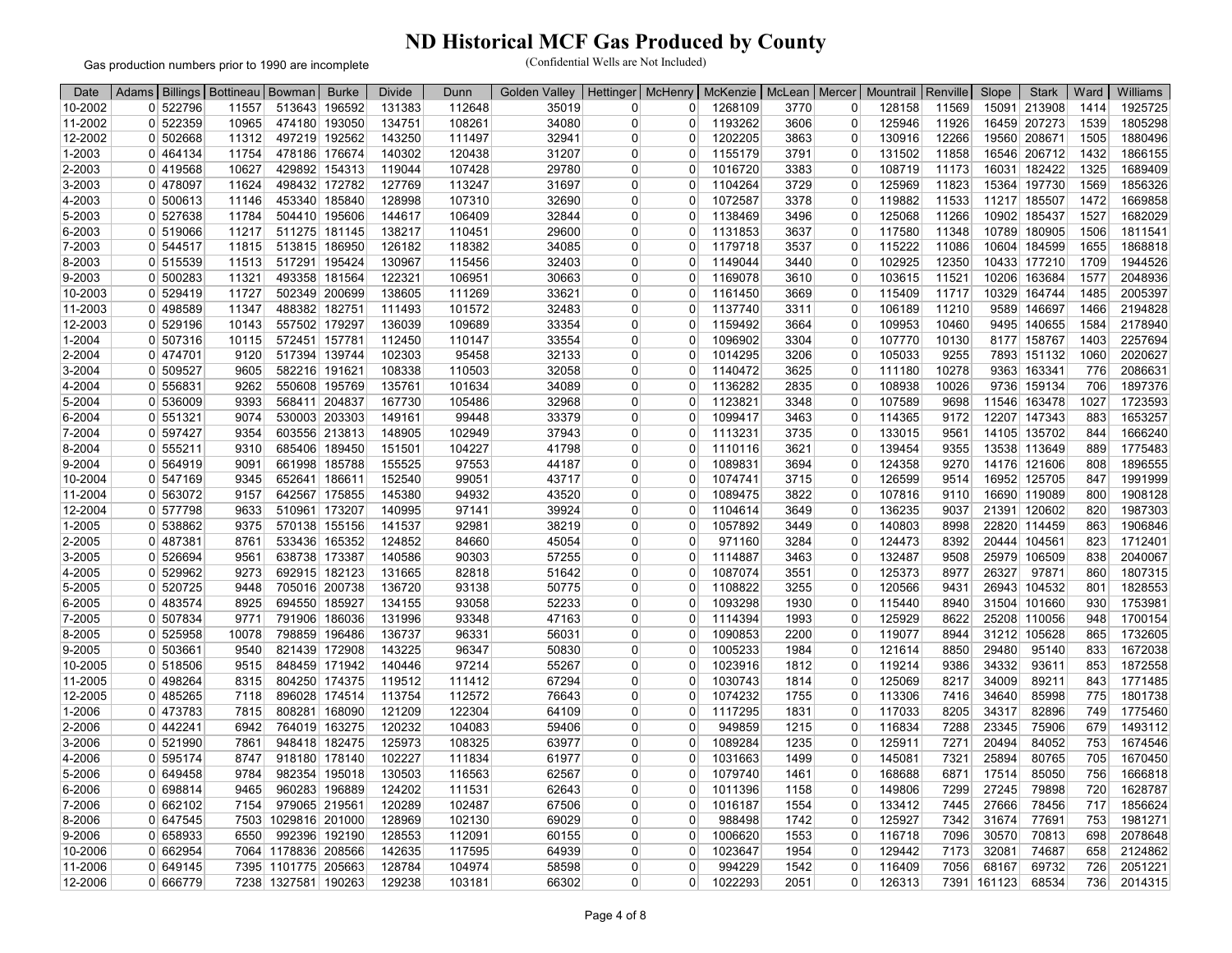# ND Historical MCF Gas Produced by County

Gas production numbers prior to 1990 are incomplete

(Confidential Wells are Not Included)

| Date | Adams | Billings | Bottineau | Bowman | Burke | Divide | Dunn | Golden Valley | Hettinger | McHenry | McKenzie | McLean | Mercer | Mountrail | Renville | Slope | Stark | Ward | Williams |
|---|---|---|---|---|---|---|---|---|---|---|---|---|---|---|---|---|---|---|---|
| 10-2002 | 0 | 522796 | 11557 | 513643 | 196592 | 131383 | 112648 | 35019 | 0 | 0 | 1268109 | 3770 | 0 | 128158 | 11569 | 15091 | 213908 | 1414 | 1925725 |
| 11-2002 | 0 | 522359 | 10965 | 474180 | 193050 | 134751 | 108261 | 34080 | 0 | 0 | 1193262 | 3606 | 0 | 125946 | 11926 | 16459 | 207273 | 1539 | 1805298 |
| 12-2002 | 0 | 502668 | 11312 | 497219 | 192562 | 143250 | 111497 | 32941 | 0 | 0 | 1202205 | 3863 | 0 | 130916 | 12266 | 19560 | 208671 | 1505 | 1880496 |
| 1-2003 | 0 | 464134 | 11754 | 478186 | 176674 | 140302 | 120438 | 31207 | 0 | 0 | 1155179 | 3791 | 0 | 131502 | 11858 | 16546 | 206712 | 1432 | 1866155 |
| 2-2003 | 0 | 419568 | 10627 | 429892 | 154313 | 119044 | 107428 | 29780 | 0 | 0 | 1016720 | 3383 | 0 | 108719 | 11173 | 16031 | 182422 | 1325 | 1689409 |
| 3-2003 | 0 | 478097 | 11624 | 498432 | 172782 | 127769 | 113247 | 31697 | 0 | 0 | 1104264 | 3729 | 0 | 125969 | 11823 | 15364 | 197730 | 1569 | 1856326 |
| 4-2003 | 0 | 500613 | 11146 | 453340 | 185840 | 128998 | 107310 | 32690 | 0 | 0 | 1072587 | 3378 | 0 | 119882 | 11533 | 11217 | 185507 | 1472 | 1669858 |
| 5-2003 | 0 | 527638 | 11784 | 504410 | 195606 | 144617 | 106409 | 32844 | 0 | 0 | 1138469 | 3496 | 0 | 125068 | 11266 | 10902 | 185437 | 1527 | 1682029 |
| 6-2003 | 0 | 519066 | 11217 | 511275 | 181145 | 138217 | 110451 | 29600 | 0 | 0 | 1131853 | 3637 | 0 | 117580 | 11348 | 10789 | 180905 | 1506 | 1811541 |
| 7-2003 | 0 | 544517 | 11815 | 513815 | 186950 | 126182 | 118382 | 34085 | 0 | 0 | 1179718 | 3537 | 0 | 115222 | 11086 | 10604 | 184599 | 1655 | 1868818 |
| 8-2003 | 0 | 515539 | 11513 | 517291 | 195424 | 130967 | 115456 | 32403 | 0 | 0 | 1149044 | 3440 | 0 | 102925 | 12350 | 10433 | 177210 | 1709 | 1944526 |
| 9-2003 | 0 | 500283 | 11321 | 493358 | 181564 | 122321 | 106951 | 30663 | 0 | 0 | 1169078 | 3610 | 0 | 103615 | 11521 | 10206 | 163684 | 1577 | 2048936 |
| 10-2003 | 0 | 529419 | 11727 | 502349 | 200699 | 138605 | 111269 | 33621 | 0 | 0 | 1161450 | 3669 | 0 | 115409 | 11717 | 10329 | 164744 | 1485 | 2005397 |
| 11-2003 | 0 | 498589 | 11347 | 488382 | 182751 | 111493 | 101572 | 32483 | 0 | 0 | 1137740 | 3311 | 0 | 106189 | 11210 | 9589 | 146697 | 1466 | 2194828 |
| 12-2003 | 0 | 529196 | 10143 | 557502 | 179297 | 136039 | 109689 | 33354 | 0 | 0 | 1159492 | 3664 | 0 | 109953 | 10460 | 9495 | 140655 | 1584 | 2178940 |
| 1-2004 | 0 | 507316 | 10115 | 572451 | 157781 | 112450 | 110147 | 33554 | 0 | 0 | 1096902 | 3304 | 0 | 107770 | 10130 | 8177 | 158767 | 1403 | 2257694 |
| 2-2004 | 0 | 474701 | 9120 | 517394 | 139744 | 102303 | 95458 | 32133 | 0 | 0 | 1014295 | 3206 | 0 | 105033 | 9255 | 7893 | 151132 | 1060 | 2020627 |
| 3-2004 | 0 | 509527 | 9605 | 582216 | 191621 | 108338 | 110503 | 32058 | 0 | 0 | 1140472 | 3625 | 0 | 111180 | 10278 | 9363 | 163341 | 776 | 2086631 |
| 4-2004 | 0 | 556831 | 9262 | 550608 | 195769 | 135761 | 101634 | 34089 | 0 | 0 | 1136282 | 2835 | 0 | 108938 | 10026 | 9736 | 159134 | 706 | 1897376 |
| 5-2004 | 0 | 536009 | 9393 | 568411 | 204837 | 167730 | 105486 | 32968 | 0 | 0 | 1123821 | 3348 | 0 | 107589 | 9698 | 11546 | 163478 | 1027 | 1723593 |
| 6-2004 | 0 | 551321 | 9074 | 530003 | 203303 | 149161 | 99448 | 33379 | 0 | 0 | 1099417 | 3463 | 0 | 114365 | 9172 | 12207 | 147343 | 883 | 1653257 |
| 7-2004 | 0 | 597427 | 9354 | 603556 | 213813 | 148905 | 102949 | 37943 | 0 | 0 | 1113231 | 3735 | 0 | 133015 | 9561 | 14105 | 135702 | 844 | 1666240 |
| 8-2004 | 0 | 555211 | 9310 | 685406 | 189450 | 151501 | 104227 | 41798 | 0 | 0 | 1110116 | 3621 | 0 | 139454 | 9355 | 13538 | 113649 | 889 | 1775483 |
| 9-2004 | 0 | 564919 | 9091 | 661998 | 185788 | 155525 | 97553 | 44187 | 0 | 0 | 1089831 | 3694 | 0 | 124358 | 9270 | 14176 | 121606 | 808 | 1896555 |
| 10-2004 | 0 | 547169 | 9345 | 652641 | 186611 | 152540 | 99051 | 43717 | 0 | 0 | 1074741 | 3715 | 0 | 126599 | 9514 | 16952 | 125705 | 847 | 1991999 |
| 11-2004 | 0 | 563072 | 9157 | 642567 | 175855 | 145380 | 94932 | 43520 | 0 | 0 | 1089475 | 3822 | 0 | 107816 | 9110 | 16690 | 119089 | 800 | 1908128 |
| 12-2004 | 0 | 577798 | 9633 | 510961 | 173207 | 140995 | 97141 | 39924 | 0 | 0 | 1104614 | 3649 | 0 | 136235 | 9037 | 21391 | 120602 | 820 | 1987303 |
| 1-2005 | 0 | 538862 | 9375 | 570138 | 155156 | 141537 | 92981 | 38219 | 0 | 0 | 1057892 | 3449 | 0 | 140803 | 8998 | 22820 | 114459 | 863 | 1906846 |
| 2-2005 | 0 | 487381 | 8761 | 533436 | 165352 | 124852 | 84660 | 45054 | 0 | 0 | 971160 | 3284 | 0 | 124473 | 8392 | 20444 | 104561 | 823 | 1712401 |
| 3-2005 | 0 | 526694 | 9561 | 638738 | 173387 | 140586 | 90303 | 57255 | 0 | 0 | 1114887 | 3463 | 0 | 132487 | 9508 | 25979 | 106509 | 838 | 2040067 |
| 4-2005 | 0 | 529962 | 9273 | 692915 | 182123 | 131665 | 82818 | 51642 | 0 | 0 | 1087074 | 3551 | 0 | 125373 | 8977 | 26327 | 97871 | 860 | 1807315 |
| 5-2005 | 0 | 520725 | 9448 | 705016 | 200738 | 136720 | 93138 | 50775 | 0 | 0 | 1108822 | 3255 | 0 | 120566 | 9431 | 26943 | 104532 | 801 | 1828553 |
| 6-2005 | 0 | 483574 | 8925 | 694550 | 185927 | 134155 | 93058 | 52233 | 0 | 0 | 1093298 | 1930 | 0 | 115440 | 8940 | 31504 | 101660 | 930 | 1753981 |
| 7-2005 | 0 | 507834 | 9771 | 791906 | 186036 | 131996 | 93348 | 47163 | 0 | 0 | 1114394 | 1993 | 0 | 125929 | 8622 | 25208 | 110056 | 948 | 1700154 |
| 8-2005 | 0 | 525958 | 10078 | 798859 | 196486 | 136737 | 96331 | 56031 | 0 | 0 | 1090853 | 2200 | 0 | 119077 | 8944 | 31212 | 105628 | 865 | 1732605 |
| 9-2005 | 0 | 503661 | 9540 | 821439 | 172908 | 143225 | 96347 | 50830 | 0 | 0 | 1005233 | 1984 | 0 | 121614 | 8850 | 29480 | 95140 | 833 | 1672038 |
| 10-2005 | 0 | 518506 | 9515 | 848459 | 171942 | 140446 | 97214 | 55267 | 0 | 0 | 1023916 | 1812 | 0 | 119214 | 9386 | 34332 | 93611 | 853 | 1872558 |
| 11-2005 | 0 | 498264 | 8315 | 804250 | 174375 | 119512 | 111412 | 67294 | 0 | 0 | 1030743 | 1814 | 0 | 125069 | 8217 | 34009 | 89211 | 843 | 1771485 |
| 12-2005 | 0 | 485265 | 7118 | 896028 | 174514 | 113754 | 112572 | 76643 | 0 | 0 | 1074232 | 1755 | 0 | 113306 | 7416 | 34640 | 85998 | 775 | 1801738 |
| 1-2006 | 0 | 473783 | 7815 | 808281 | 168090 | 121209 | 122304 | 64109 | 0 | 0 | 1117295 | 1831 | 0 | 117033 | 8205 | 34317 | 82896 | 749 | 1775460 |
| 2-2006 | 0 | 442241 | 6942 | 764019 | 163275 | 120232 | 104083 | 59406 | 0 | 0 | 949859 | 1215 | 0 | 116834 | 7288 | 23345 | 75906 | 679 | 1493112 |
| 3-2006 | 0 | 521990 | 7861 | 948418 | 182475 | 125973 | 108325 | 63977 | 0 | 0 | 1089284 | 1235 | 0 | 125911 | 7271 | 20494 | 84052 | 753 | 1674546 |
| 4-2006 | 0 | 595174 | 8747 | 918180 | 178140 | 102227 | 111834 | 61977 | 0 | 0 | 1031663 | 1499 | 0 | 145081 | 7321 | 25894 | 80765 | 705 | 1670450 |
| 5-2006 | 0 | 649458 | 9784 | 982354 | 195018 | 130503 | 116563 | 62567 | 0 | 0 | 1079740 | 1461 | 0 | 168688 | 6871 | 17514 | 85050 | 756 | 1666818 |
| 6-2006 | 0 | 698814 | 9465 | 960283 | 196889 | 124202 | 111531 | 62643 | 0 | 0 | 1011396 | 1158 | 0 | 149806 | 7299 | 27245 | 79898 | 720 | 1628787 |
| 7-2006 | 0 | 662102 | 7154 | 979065 | 219561 | 120289 | 102487 | 67506 | 0 | 0 | 1016187 | 1554 | 0 | 133412 | 7445 | 27666 | 78456 | 717 | 1856624 |
| 8-2006 | 0 | 647545 | 7503 | 1029816 | 201000 | 128969 | 102130 | 69029 | 0 | 0 | 988498 | 1742 | 0 | 125927 | 7342 | 31674 | 77691 | 753 | 1981271 |
| 9-2006 | 0 | 658933 | 6550 | 992396 | 192190 | 128553 | 112091 | 60155 | 0 | 0 | 1006620 | 1553 | 0 | 116718 | 7096 | 30570 | 70813 | 698 | 2078648 |
| 10-2006 | 0 | 662954 | 7064 | 1178836 | 208566 | 142635 | 117595 | 64939 | 0 | 0 | 1023647 | 1954 | 0 | 129442 | 7173 | 32081 | 74687 | 658 | 2124862 |
| 11-2006 | 0 | 649145 | 7395 | 1101775 | 205663 | 128784 | 104974 | 58598 | 0 | 0 | 994229 | 1542 | 0 | 116409 | 7056 | 68167 | 69732 | 726 | 2051221 |
| 12-2006 | 0 | 666779 | 7238 | 1327581 | 190263 | 129238 | 103181 | 66302 | 0 | 0 | 1022293 | 2051 | 0 | 126313 | 7391 | 161123 | 68534 | 736 | 2014315 |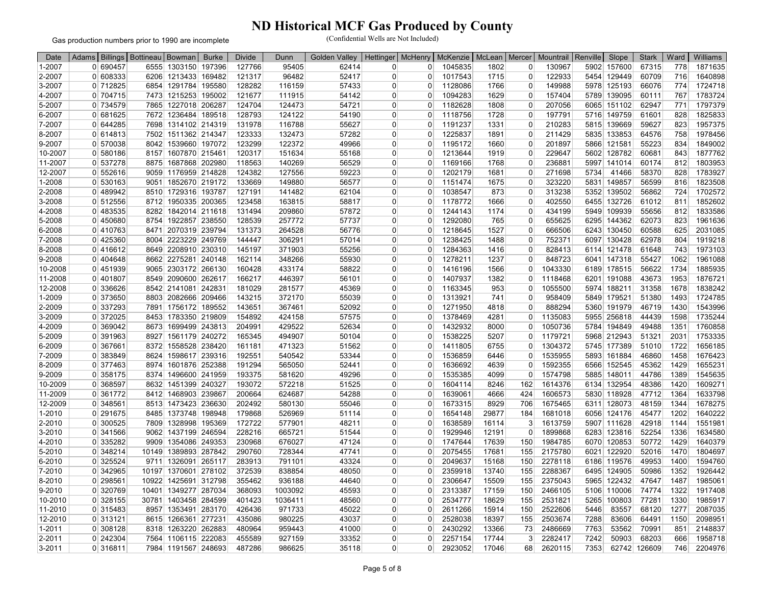# ND Historical MCF Gas Produced by County

Gas production numbers prior to 1990 are incomplete

(Confidential Wells are Not Included)

| Date | Adams | Billings | Bottineau | Bowman | Burke | Divide | Dunn | Golden Valley | Hettinger | McHenry | McKenzie | McLean | Mercer | Mountrail | Renville | Slope | Stark | Ward | Williams |
|---|---|---|---|---|---|---|---|---|---|---|---|---|---|---|---|---|---|---|---|
| 1-2007 | 0 | 690457 | 6555 | 1303150 | 197396 | 127766 | 95405 | 62414 | 0 | 0 | 1045835 | 1802 | 0 | 130967 | 5902 | 157600 | 67315 | 778 | 1871635 |
| 2-2007 | 0 | 608333 | 6206 | 1213433 | 169482 | 121317 | 96482 | 52417 | 0 | 0 | 1017543 | 1715 | 0 | 122933 | 5454 | 129449 | 60709 | 716 | 1640898 |
| 3-2007 | 0 | 712825 | 6854 | 1291784 | 195580 | 128282 | 116159 | 57433 | 0 | 0 | 1128086 | 1766 | 0 | 149988 | 5978 | 125193 | 66076 | 774 | 1724718 |
| 4-2007 | 0 | 704715 | 7473 | 1215253 | 195002 | 121677 | 111915 | 54142 | 0 | 0 | 1094283 | 1629 | 0 | 157404 | 5789 | 139095 | 60111 | 767 | 1783724 |
| 5-2007 | 0 | 734579 | 7865 | 1227018 | 206287 | 124704 | 124473 | 54721 | 0 | 0 | 1182628 | 1808 | 0 | 207056 | 6065 | 151102 | 62947 | 771 | 1797379 |
| 6-2007 | 0 | 681625 | 7672 | 1236484 | 189518 | 128793 | 124122 | 54190 | 0 | 0 | 1118756 | 1728 | 0 | 197791 | 5716 | 149759 | 61601 | 828 | 1825833 |
| 7-2007 | 0 | 644285 | 7698 | 1314102 | 214319 | 131978 | 116788 | 55627 | 0 | 0 | 1191237 | 1331 | 0 | 210283 | 5815 | 139669 | 59627 | 823 | 1957375 |
| 8-2007 | 0 | 614813 | 7502 | 1511362 | 214347 | 123333 | 132473 | 57282 | 0 | 0 | 1225837 | 1891 | 0 | 211429 | 5835 | 133853 | 64576 | 758 | 1978456 |
| 9-2007 | 0 | 570038 | 8042 | 1539660 | 197072 | 123299 | 122372 | 49966 | 0 | 0 | 1195172 | 1660 | 0 | 201897 | 5866 | 121581 | 55223 | 834 | 1849002 |
| 10-2007 | 0 | 580186 | 8157 | 1607870 | 215461 | 120317 | 151634 | 55168 | 0 | 0 | 1213644 | 1919 | 0 | 229647 | 5602 | 128782 | 60681 | 843 | 1877762 |
| 11-2007 | 0 | 537278 | 8875 | 1687868 | 202980 | 118563 | 140269 | 56529 | 0 | 0 | 1169166 | 1768 | 0 | 236881 | 5997 | 141014 | 60174 | 812 | 1803953 |
| 12-2007 | 0 | 552616 | 9059 | 1176959 | 214828 | 124382 | 127556 | 59223 | 0 | 0 | 1202179 | 1681 | 0 | 271698 | 5734 | 41466 | 58370 | 828 | 1783927 |
| 1-2008 | 0 | 530163 | 9051 | 1852670 | 219172 | 133669 | 149880 | 56577 | 0 | 0 | 1151474 | 1675 | 0 | 323220 | 5831 | 149857 | 56599 | 816 | 1823508 |
| 2-2008 | 0 | 489942 | 8510 | 1729316 | 193787 | 127191 | 141482 | 62104 | 0 | 0 | 1038547 | 873 | 0 | 313238 | 5352 | 139502 | 56862 | 724 | 1702572 |
| 3-2008 | 0 | 512556 | 8712 | 1950335 | 200365 | 123458 | 163815 | 58817 | 0 | 0 | 1178772 | 1666 | 0 | 402550 | 6455 | 132726 | 61012 | 811 | 1852602 |
| 4-2008 | 0 | 483535 | 8282 | 1842014 | 211618 | 131494 | 209860 | 57872 | 0 | 0 | 1244143 | 1174 | 0 | 434199 | 5949 | 109939 | 55656 | 812 | 1833586 |
| 5-2008 | 0 | 450680 | 8754 | 1922857 | 238550 | 128539 | 257772 | 57737 | 0 | 0 | 1292080 | 765 | 0 | 655625 | 6295 | 144362 | 62073 | 823 | 1961636 |
| 6-2008 | 0 | 410763 | 8471 | 2070319 | 239794 | 131373 | 264528 | 56776 | 0 | 0 | 1218645 | 1527 | 0 | 666506 | 6243 | 130450 | 60588 | 625 | 2031085 |
| 7-2008 | 0 | 425360 | 8004 | 2223229 | 249769 | 144447 | 306291 | 57014 | 0 | 0 | 1238425 | 1488 | 0 | 752371 | 6097 | 130428 | 62978 | 804 | 1919218 |
| 8-2008 | 0 | 416612 | 8649 | 2208910 | 230310 | 145197 | 371903 | 55256 | 0 | 0 | 1284363 | 1416 | 0 | 828413 | 6114 | 121478 | 61648 | 743 | 1973103 |
| 9-2008 | 0 | 404648 | 8662 | 2275281 | 240148 | 162114 | 348266 | 55930 | 0 | 0 | 1278211 | 1237 | 0 | 848723 | 6041 | 147318 | 55427 | 1062 | 1961088 |
| 10-2008 | 0 | 451939 | 9065 | 2303172 | 266130 | 160428 | 433174 | 58822 | 0 | 0 | 1416196 | 1566 | 0 | 1043330 | 6189 | 178515 | 56622 | 1734 | 1885935 |
| 11-2008 | 0 | 401807 | 8549 | 2090600 | 262617 | 166217 | 446397 | 56101 | 0 | 0 | 1407937 | 1382 | 0 | 1118468 | 6201 | 191088 | 43673 | 1953 | 1876721 |
| 12-2008 | 0 | 336626 | 8542 | 2141081 | 242831 | 181029 | 281577 | 45369 | 0 | 0 | 1163345 | 953 | 0 | 1055500 | 5974 | 188211 | 31358 | 1678 | 1838242 |
| 1-2009 | 0 | 373650 | 8803 | 2082666 | 209466 | 143215 | 372170 | 55039 | 0 | 0 | 1313921 | 741 | 0 | 958409 | 5849 | 179521 | 51380 | 1493 | 1724785 |
| 2-2009 | 0 | 337293 | 7891 | 1756172 | 189552 | 143651 | 367461 | 52092 | 0 | 0 | 1271950 | 4818 | 0 | 888294 | 5360 | 191979 | 46719 | 1430 | 1543996 |
| 3-2009 | 0 | 372025 | 8453 | 1783350 | 219809 | 154892 | 424158 | 57575 | 0 | 0 | 1378469 | 4281 | 0 | 1135083 | 5955 | 256818 | 44439 | 1598 | 1735244 |
| 4-2009 | 0 | 369042 | 8673 | 1699499 | 243813 | 204991 | 429522 | 52634 | 0 | 0 | 1432932 | 8000 | 0 | 1050736 | 5784 | 194849 | 49488 | 1351 | 1760858 |
| 5-2009 | 0 | 391963 | 8927 | 1561179 | 240272 | 165345 | 494907 | 50104 | 0 | 0 | 1538225 | 5207 | 0 | 1179721 | 5968 | 212943 | 51321 | 2031 | 1753335 |
| 6-2009 | 0 | 367661 | 8372 | 1558528 | 238420 | 161181 | 471323 | 51562 | 0 | 0 | 1411805 | 6755 | 0 | 1304372 | 5745 | 177389 | 51010 | 1722 | 1656185 |
| 7-2009 | 0 | 383849 | 8624 | 1598617 | 239316 | 192551 | 540542 | 53344 | 0 | 0 | 1536859 | 6446 | 0 | 1535955 | 5893 | 161884 | 46860 | 1458 | 1676423 |
| 8-2009 | 0 | 377463 | 8974 | 1601876 | 252388 | 191294 | 565050 | 52441 | 0 | 0 | 1636692 | 4639 | 0 | 1592355 | 6566 | 152545 | 45362 | 1429 | 1655231 |
| 9-2009 | 0 | 358175 | 8374 | 1496600 | 241959 | 193375 | 581620 | 49296 | 0 | 0 | 1535385 | 4099 | 0 | 1574798 | 5885 | 148011 | 44786 | 1389 | 1545635 |
| 10-2009 | 0 | 368597 | 8632 | 1451399 | 240327 | 193072 | 572218 | 51525 | 0 | 0 | 1604114 | 8246 | 162 | 1614376 | 6134 | 132954 | 48386 | 1420 | 1609271 |
| 11-2009 | 0 | 361772 | 8412 | 1468903 | 239867 | 200664 | 624687 | 54288 | 0 | 0 | 1639061 | 4666 | 424 | 1606573 | 5830 | 118928 | 47712 | 1364 | 1633798 |
| 12-2009 | 0 | 348561 | 8513 | 1473423 | 236630 | 202492 | 580130 | 55046 | 0 | 0 | 1673315 | 8929 | 706 | 1675465 | 6311 | 128073 | 48159 | 1344 | 1678275 |
| 1-2010 | 0 | 291675 | 8485 | 1373748 | 198948 | 179868 | 526969 | 51114 | 0 | 0 | 1654148 | 29877 | 184 | 1681018 | 6056 | 124176 | 45477 | 1202 | 1640222 |
| 2-2010 | 0 | 300525 | 7809 | 1328998 | 195369 | 172722 | 577901 | 48211 | 0 | 0 | 1638589 | 16114 | 3 | 1613759 | 5907 | 111628 | 42918 | 1144 | 1551981 |
| 3-2010 | 0 | 341566 | 9062 | 1437199 | 246594 | 228216 | 665721 | 51544 | 0 | 0 | 1929946 | 12191 | 0 | 1899868 | 6283 | 123816 | 52254 | 1336 | 1634580 |
| 4-2010 | 0 | 335282 | 9909 | 1354086 | 249353 | 230968 | 676027 | 47124 | 0 | 0 | 1747644 | 17639 | 150 | 1984785 | 6070 | 120853 | 50772 | 1429 | 1640379 |
| 5-2010 | 0 | 348214 | 10149 | 1389893 | 287842 | 290760 | 728344 | 47741 | 0 | 0 | 2075455 | 17681 | 155 | 2175780 | 6021 | 122920 | 52016 | 1470 | 1804697 |
| 6-2010 | 0 | 325524 | 9711 | 1326091 | 265117 | 283913 | 791101 | 43324 | 0 | 0 | 2049637 | 15168 | 150 | 2278118 | 6186 | 119576 | 49953 | 1400 | 1594760 |
| 7-2010 | 0 | 342965 | 10197 | 1370601 | 278102 | 372539 | 838854 | 48050 | 0 | 0 | 2359918 | 13740 | 155 | 2288367 | 6495 | 124905 | 50986 | 1352 | 1926442 |
| 8-2010 | 0 | 298561 | 10922 | 1425691 | 312798 | 355462 | 936188 | 44640 | 0 | 0 | 2306647 | 15509 | 155 | 2375043 | 5965 | 122432 | 47647 | 1487 | 1985061 |
| 9-2010 | 0 | 320769 | 10401 | 1349277 | 287034 | 368093 | 1003092 | 45593 | 0 | 0 | 2313387 | 17159 | 150 | 2466105 | 5106 | 110006 | 74774 | 1322 | 1917408 |
| 10-2010 | 0 | 328155 | 30781 | 1403458 | 284599 | 401423 | 1036411 | 48560 | 0 | 0 | 2534777 | 18629 | 155 | 2531821 | 5265 | 100803 | 77281 | 1330 | 1985917 |
| 11-2010 | 0 | 315483 | 8957 | 1353491 | 283170 | 426436 | 971733 | 45022 | 0 | 0 | 2611266 | 15914 | 150 | 2522606 | 5446 | 83557 | 68120 | 1277 | 2087035 |
| 12-2010 | 0 | 313121 | 8615 | 1266361 | 277231 | 435086 | 980225 | 43037 | 0 | 0 | 2528038 | 18397 | 155 | 2503674 | 7288 | 83606 | 64491 | 1150 | 2098951 |
| 1-2011 | 0 | 308128 | 8318 | 1263220 | 262883 | 480964 | 959443 | 41000 | 0 | 0 | 2430292 | 13366 | 73 | 2486669 | 7763 | 53562 | 70991 | 851 | 2148837 |
| 2-2011 | 0 | 242304 | 7564 | 1106115 | 222083 | 455589 | 927159 | 33352 | 0 | 0 | 2257154 | 17744 | 3 | 2282417 | 7242 | 50903 | 68203 | 666 | 1958718 |
| 3-2011 | 0 | 316811 | 7984 | 1191567 | 248693 | 487286 | 986625 | 35118 | 0 | 0 | 2923052 | 17046 | 68 | 2620115 | 7353 | 62742 | 126609 | 746 | 2204976 |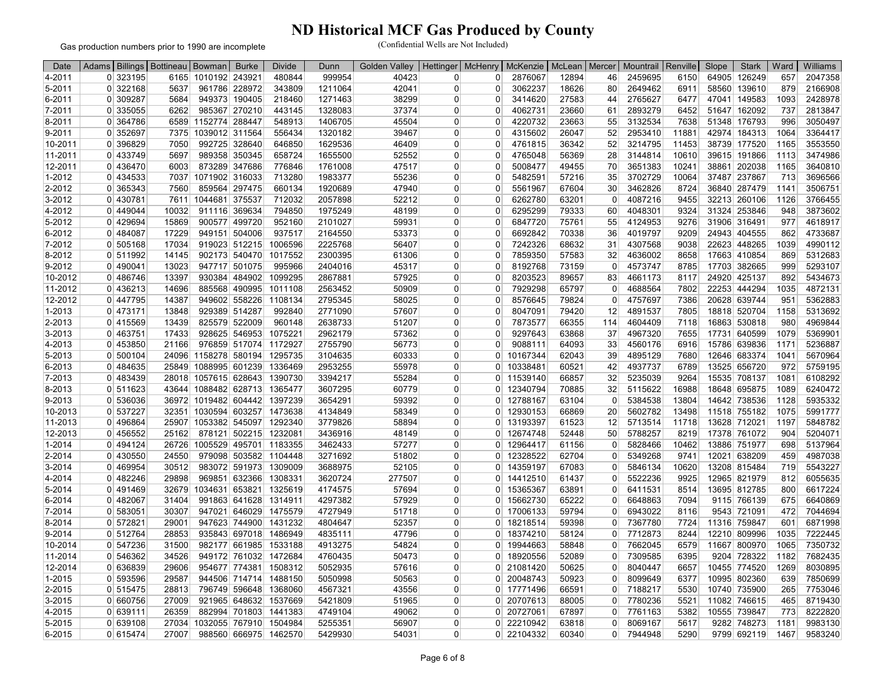# ND Historical MCF Gas Produced by County

Gas production numbers prior to 1990 are incomplete

(Confidential Wells are Not Included)

| Date | Adams | Billings | Bottineau | Bowman | Burke | Divide | Dunn | Golden Valley | Hettinger | McHenry | McKenzie | McLean | Mercer | Mountrail | Renville | Slope | Stark | Ward | Williams |
|---|---|---|---|---|---|---|---|---|---|---|---|---|---|---|---|---|---|---|---|
| 4-2011 | 0 | 323195 | 6165 | 1010192 | 243921 | 480844 | 999954 | 40423 | 0 | 0 | 2876067 | 12894 | 46 | 2459695 | 6150 | 64905 | 126249 | 657 | 2047358 |
| 5-2011 | 0 | 322168 | 5637 | 961786 | 228972 | 343809 | 1211064 | 42041 | 0 | 0 | 3062237 | 18626 | 80 | 2649462 | 6911 | 58560 | 139610 | 879 | 2166908 |
| 6-2011 | 0 | 309287 | 5684 | 949373 | 190405 | 218460 | 1271463 | 38299 | 0 | 0 | 3414620 | 27583 | 44 | 2765627 | 6477 | 47041 | 149583 | 1093 | 2428978 |
| 7-2011 | 0 | 335055 | 6262 | 985367 | 270210 | 443145 | 1328083 | 37374 | 0 | 0 | 4062731 | 23660 | 61 | 2893279 | 6452 | 51647 | 162092 | 737 | 2813847 |
| 8-2011 | 0 | 364786 | 6589 | 1152774 | 288447 | 548913 | 1406705 | 45504 | 0 | 0 | 4220732 | 23663 | 55 | 3132534 | 7638 | 51348 | 176793 | 996 | 3050497 |
| 9-2011 | 0 | 352697 | 7375 | 1039012 | 311564 | 556434 | 1320182 | 39467 | 0 | 0 | 4315602 | 26047 | 52 | 2953410 | 11881 | 42974 | 184313 | 1064 | 3364417 |
| 10-2011 | 0 | 396829 | 7050 | 992725 | 328640 | 646850 | 1629536 | 46409 | 0 | 0 | 4761815 | 36342 | 52 | 3214795 | 11453 | 38739 | 177520 | 1165 | 3553550 |
| 11-2011 | 0 | 433749 | 5697 | 989358 | 350345 | 658724 | 1655500 | 52552 | 0 | 0 | 4765048 | 56369 | 28 | 3144814 | 10610 | 39615 | 191866 | 1113 | 3474986 |
| 12-2011 | 0 | 436470 | 6003 | 873289 | 347686 | 776846 | 1761008 | 47517 | 0 | 0 | 5008477 | 49455 | 70 | 3651383 | 10241 | 38861 | 202038 | 1165 | 3640810 |
| 1-2012 | 0 | 434533 | 7037 | 1071902 | 316033 | 713280 | 1983377 | 55236 | 0 | 0 | 5482591 | 57216 | 35 | 3702729 | 10064 | 37487 | 237867 | 713 | 3696566 |
| 2-2012 | 0 | 365343 | 7560 | 859564 | 297475 | 660134 | 1920689 | 47940 | 0 | 0 | 5561967 | 67604 | 30 | 3462826 | 8724 | 36840 | 287479 | 1141 | 3506751 |
| 3-2012 | 0 | 430781 | 7611 | 1044681 | 375537 | 712032 | 2057898 | 52212 | 0 | 0 | 6262780 | 63201 | 0 | 4087216 | 9455 | 32213 | 260106 | 1126 | 3766455 |
| 4-2012 | 0 | 449044 | 10032 | 911116 | 369634 | 794850 | 1975249 | 48199 | 0 | 0 | 6295299 | 79333 | 60 | 4048301 | 9324 | 31324 | 253846 | 948 | 3873602 |
| 5-2012 | 0 | 429694 | 15869 | 900577 | 499720 | 952160 | 2101027 | 59931 | 0 | 0 | 6847720 | 75761 | 55 | 4124953 | 9276 | 31906 | 316491 | 977 | 4618917 |
| 6-2012 | 0 | 484087 | 17229 | 949151 | 504006 | 937517 | 2164550 | 53373 | 0 | 0 | 6692842 | 70338 | 36 | 4019797 | 9209 | 24943 | 404555 | 862 | 4733687 |
| 7-2012 | 0 | 505168 | 17034 | 919023 | 512215 | 1006596 | 2225768 | 56407 | 0 | 0 | 7242326 | 68632 | 31 | 4307568 | 9038 | 22623 | 448265 | 1039 | 4990112 |
| 8-2012 | 0 | 511992 | 14145 | 902173 | 540470 | 1017552 | 2300395 | 61306 | 0 | 0 | 7859350 | 57583 | 32 | 4636002 | 8658 | 17663 | 410854 | 869 | 5312683 |
| 9-2012 | 0 | 490041 | 13023 | 947717 | 501075 | 995966 | 2404016 | 45317 | 0 | 0 | 8192768 | 73159 | 0 | 4573747 | 8785 | 17703 | 382665 | 999 | 5293107 |
| 10-2012 | 0 | 486746 | 13397 | 930384 | 484902 | 1099295 | 2867881 | 57925 | 0 | 0 | 8203523 | 89657 | 83 | 4661173 | 8117 | 24920 | 425137 | 892 | 5434673 |
| 11-2012 | 0 | 436213 | 14696 | 885568 | 490995 | 1011108 | 2563452 | 50909 | 0 | 0 | 7929298 | 65797 | 0 | 4688564 | 7802 | 22253 | 444294 | 1035 | 4872131 |
| 12-2012 | 0 | 447795 | 14387 | 949602 | 558226 | 1108134 | 2795345 | 58025 | 0 | 0 | 8576645 | 79824 | 0 | 4757697 | 7386 | 20628 | 639744 | 951 | 5362883 |
| 1-2013 | 0 | 473171 | 13848 | 929389 | 514287 | 992840 | 2771090 | 57607 | 0 | 0 | 8047091 | 79420 | 12 | 4891537 | 7805 | 18818 | 520704 | 1158 | 5313692 |
| 2-2013 | 0 | 415569 | 13439 | 825579 | 522009 | 960148 | 2638733 | 51207 | 0 | 0 | 7873577 | 66355 | 114 | 4604409 | 7118 | 16863 | 530818 | 980 | 4969844 |
| 3-2013 | 0 | 463751 | 17433 | 928625 | 546953 | 1075221 | 2962179 | 57362 | 0 | 0 | 9297643 | 63868 | 37 | 4967320 | 7655 | 17731 | 640599 | 1079 | 5369901 |
| 4-2013 | 0 | 453850 | 21166 | 976859 | 517074 | 1172927 | 2755790 | 56773 | 0 | 0 | 9088111 | 64093 | 33 | 4560176 | 6916 | 15786 | 639836 | 1171 | 5236887 |
| 5-2013 | 0 | 500104 | 24096 | 1158278 | 580194 | 1295735 | 3104635 | 60333 | 0 | 0 | 10167344 | 62043 | 39 | 4895129 | 7680 | 12646 | 683374 | 1041 | 5670964 |
| 6-2013 | 0 | 484635 | 25849 | 1088995 | 601239 | 1336469 | 2953255 | 55978 | 0 | 0 | 10338481 | 60521 | 42 | 4937737 | 6789 | 13525 | 656720 | 972 | 5759195 |
| 7-2013 | 0 | 483439 | 28018 | 1057615 | 628643 | 1390730 | 3394217 | 55284 | 0 | 0 | 11539140 | 66857 | 32 | 5235039 | 9264 | 15535 | 708137 | 1081 | 6108292 |
| 8-2013 | 0 | 511623 | 43644 | 1088482 | 628713 | 1365477 | 3607295 | 60779 | 0 | 0 | 12340794 | 70885 | 32 | 5115622 | 16988 | 18648 | 695875 | 1089 | 6240472 |
| 9-2013 | 0 | 536036 | 36972 | 1019482 | 604442 | 1397239 | 3654291 | 59392 | 0 | 0 | 12788167 | 63104 | 0 | 5384538 | 13804 | 14642 | 738536 | 1128 | 5935332 |
| 10-2013 | 0 | 537227 | 32351 | 1030594 | 603257 | 1473638 | 4134849 | 58349 | 0 | 0 | 12930153 | 66869 | 20 | 5602782 | 13498 | 11518 | 755182 | 1075 | 5991777 |
| 11-2013 | 0 | 496864 | 25907 | 1053382 | 545097 | 1292340 | 3779826 | 58894 | 0 | 0 | 13193397 | 61523 | 12 | 5713514 | 11718 | 13628 | 712021 | 1197 | 5848782 |
| 12-2013 | 0 | 456552 | 25162 | 878121 | 502215 | 1232081 | 3436916 | 48149 | 0 | 0 | 12674748 | 52448 | 50 | 5788257 | 8219 | 17378 | 761072 | 904 | 5204071 |
| 1-2014 | 0 | 494124 | 26726 | 1005529 | 495701 | 1183355 | 3462433 | 57277 | 0 | 0 | 12964417 | 61156 | 0 | 5828466 | 10462 | 13886 | 751977 | 698 | 5137964 |
| 2-2014 | 0 | 430550 | 24550 | 979098 | 503582 | 1104448 | 3271692 | 51802 | 0 | 0 | 12328522 | 62704 | 0 | 5349268 | 9741 | 12021 | 638209 | 459 | 4987038 |
| 3-2014 | 0 | 469954 | 30512 | 983072 | 591973 | 1309009 | 3688975 | 52105 | 0 | 0 | 14359197 | 67083 | 0 | 5846134 | 10620 | 13208 | 815484 | 719 | 5543227 |
| 4-2014 | 0 | 482246 | 29898 | 969851 | 632366 | 1308331 | 3620724 | 277507 | 0 | 0 | 14412510 | 61437 | 0 | 5522236 | 9925 | 12965 | 821979 | 812 | 6055635 |
| 5-2014 | 0 | 491469 | 32679 | 1034631 | 653821 | 1325619 | 4174575 | 57694 | 0 | 0 | 15365367 | 63891 | 0 | 6411531 | 8514 | 13695 | 812785 | 800 | 6617224 |
| 6-2014 | 0 | 482067 | 31404 | 991863 | 641628 | 1314911 | 4297382 | 57929 | 0 | 0 | 15662730 | 65222 | 0 | 6648863 | 7094 | 9115 | 766139 | 675 | 6640869 |
| 7-2014 | 0 | 583051 | 30307 | 947021 | 646029 | 1475579 | 4727949 | 51718 | 0 | 0 | 17006133 | 59794 | 0 | 6943022 | 8116 | 9543 | 721091 | 472 | 7044694 |
| 8-2014 | 0 | 572821 | 29001 | 947623 | 744900 | 1431232 | 4804647 | 52357 | 0 | 0 | 18218514 | 59398 | 0 | 7367780 | 7724 | 11316 | 759847 | 601 | 6871998 |
| 9-2014 | 0 | 512764 | 28853 | 935843 | 697018 | 1486949 | 4835111 | 47796 | 0 | 0 | 18374210 | 58124 | 0 | 7712873 | 8244 | 12210 | 809996 | 1035 | 7222445 |
| 10-2014 | 0 | 547236 | 31500 | 982177 | 661985 | 1533188 | 4913275 | 54824 | 0 | 0 | 19944663 | 58848 | 0 | 7662045 | 6579 | 11667 | 800970 | 1065 | 7350732 |
| 11-2014 | 0 | 546362 | 34526 | 949172 | 761032 | 1472684 | 4760435 | 50473 | 0 | 0 | 18920556 | 52089 | 0 | 7309585 | 6395 | 9204 | 728322 | 1182 | 7682435 |
| 12-2014 | 0 | 636839 | 29606 | 954677 | 774381 | 1508312 | 5052935 | 57616 | 0 | 0 | 21081420 | 50625 | 0 | 8040447 | 6657 | 10455 | 774520 | 1269 | 8030895 |
| 1-2015 | 0 | 593596 | 29587 | 944506 | 714714 | 1488150 | 5050998 | 50563 | 0 | 0 | 20048743 | 50923 | 0 | 8099649 | 6377 | 10995 | 802360 | 639 | 7850699 |
| 2-2015 | 0 | 515475 | 28813 | 796749 | 596648 | 1368060 | 4567321 | 43556 | 0 | 0 | 17771496 | 66591 | 0 | 7188217 | 5530 | 10740 | 735900 | 265 | 7753046 |
| 3-2015 | 0 | 660756 | 27009 | 921965 | 648632 | 1537669 | 5421809 | 51965 | 0 | 0 | 20707613 | 88005 | 0 | 7780236 | 5521 | 11082 | 746615 | 465 | 8719430 |
| 4-2015 | 0 | 639111 | 26359 | 882994 | 701803 | 1441383 | 4749104 | 49062 | 0 | 0 | 20727061 | 67897 | 0 | 7761163 | 5382 | 10555 | 739847 | 773 | 8222820 |
| 5-2015 | 0 | 639108 | 27034 | 1032055 | 767910 | 1504984 | 5255351 | 56907 | 0 | 0 | 22210942 | 63818 | 0 | 8069167 | 5617 | 9282 | 748273 | 1181 | 9983130 |
| 6-2015 | 0 | 615474 | 27007 | 988560 | 666975 | 1462570 | 5429930 | 54031 | 0 | 0 | 22104332 | 60340 | 0 | 7944948 | 5290 | 9799 | 692119 | 1467 | 9583240 |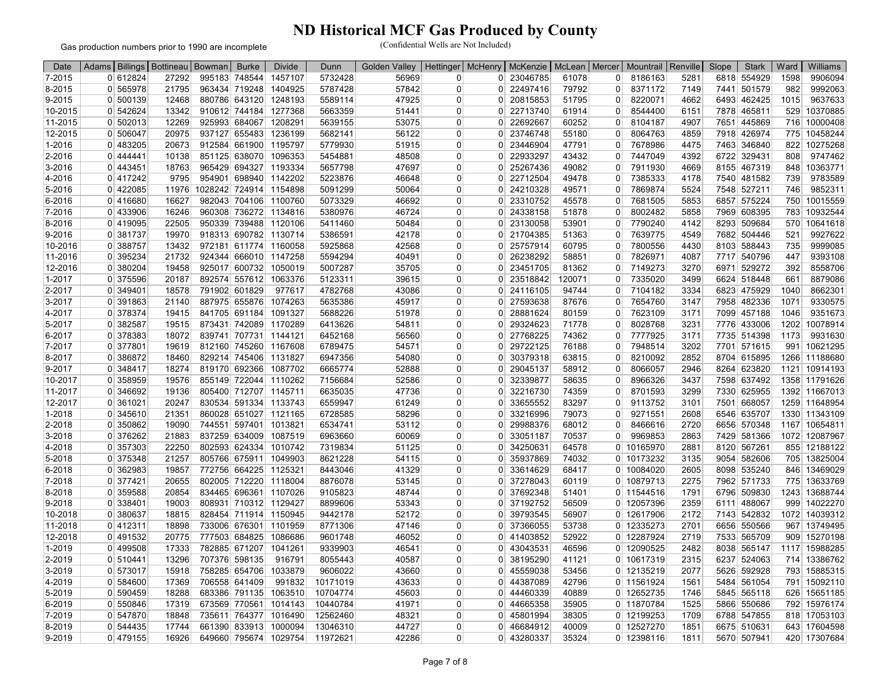# ND Historical MCF Gas Produced by County

Gas production numbers prior to 1990 are incomplete

(Confidential Wells are Not Included)

| Date | Adams | Billings | Bottineau | Bowman | Burke | Divide | Dunn | Golden Valley | Hettinger | McHenry | McKenzie | McLean | Mercer | Mountrail | Renville | Slope | Stark | Ward | Williams |
|---|---|---|---|---|---|---|---|---|---|---|---|---|---|---|---|---|---|---|---|
| 7-2015 | 0 | 612824 | 27292 | 995183 | 748544 | 1457107 | 5732428 | 56969 | 0 | 0 | 23046785 | 61078 | 0 | 8186163 | 5281 | 6818 | 554929 | 1598 | 9906094 |
| 8-2015 | 0 | 565978 | 21795 | 963434 | 719248 | 1404925 | 5787428 | 57842 | 0 | 0 | 22497416 | 79792 | 0 | 8371172 | 7149 | 7441 | 501579 | 982 | 9992063 |
| 9-2015 | 0 | 500139 | 12468 | 880786 | 643120 | 1248193 | 5589114 | 47925 | 0 | 0 | 20815853 | 51795 | 0 | 8220071 | 4662 | 6493 | 462425 | 1015 | 9637633 |
| 10-2015 | 0 | 542624 | 13342 | 910612 | 744184 | 1277368 | 5663359 | 51441 | 0 | 0 | 22713740 | 61914 | 0 | 8544400 | 6151 | 7878 | 465811 | 529 | 10370885 |
| 11-2015 | 0 | 502013 | 12269 | 925993 | 684067 | 1208291 | 5639155 | 53075 | 0 | 0 | 22692667 | 60252 | 0 | 8104187 | 4907 | 7651 | 445869 | 716 | 10000408 |
| 12-2015 | 0 | 506047 | 20975 | 937127 | 655483 | 1236199 | 5682141 | 56122 | 0 | 0 | 23746748 | 55180 | 0 | 8064763 | 4859 | 7918 | 426974 | 775 | 10458244 |
| 1-2016 | 0 | 483205 | 20673 | 912584 | 661900 | 1195797 | 5779930 | 51915 | 0 | 0 | 23446904 | 47791 | 0 | 7678986 | 4475 | 7463 | 346840 | 822 | 10275268 |
| 2-2016 | 0 | 444441 | 10138 | 851125 | 638070 | 1096353 | 5454881 | 48508 | 0 | 0 | 22933297 | 43432 | 0 | 7447049 | 4392 | 6722 | 329431 | 808 | 9747462 |
| 3-2016 | 0 | 443451 | 18763 | 965429 | 694327 | 1193334 | 5657798 | 47697 | 0 | 0 | 25267436 | 49082 | 0 | 7911930 | 4669 | 8155 | 467319 | 848 | 10363771 |
| 4-2016 | 0 | 417242 | 9795 | 954901 | 698940 | 1142202 | 5223876 | 46648 | 0 | 0 | 22712504 | 49478 | 0 | 7385333 | 4178 | 7540 | 481582 | 739 | 9783589 |
| 5-2016 | 0 | 422085 | 11976 | 1028242 | 724914 | 1154898 | 5091299 | 50064 | 0 | 0 | 24210328 | 49571 | 0 | 7869874 | 5524 | 7548 | 527211 | 746 | 9852311 |
| 6-2016 | 0 | 416680 | 16627 | 982043 | 704106 | 1100760 | 5073329 | 46692 | 0 | 0 | 23310752 | 45578 | 0 | 7681505 | 5853 | 6857 | 575224 | 750 | 10015559 |
| 7-2016 | 0 | 433906 | 16246 | 960308 | 736272 | 1134816 | 5380976 | 46724 | 0 | 0 | 24338158 | 51878 | 0 | 8002482 | 5858 | 7969 | 608395 | 783 | 10932544 |
| 8-2016 | 0 | 419095 | 22505 | 950339 | 739488 | 1120106 | 5411460 | 50484 | 0 | 0 | 23130058 | 53901 | 0 | 7790240 | 4142 | 8293 | 509684 | 570 | 10641618 |
| 9-2016 | 0 | 381737 | 19970 | 918313 | 690782 | 1130714 | 5386591 | 42178 | 0 | 0 | 21704385 | 51363 | 0 | 7639775 | 4549 | 7682 | 504446 | 521 | 9927622 |
| 10-2016 | 0 | 388757 | 13432 | 972181 | 611774 | 1160058 | 5925868 | 42568 | 0 | 0 | 25757914 | 60795 | 0 | 7800556 | 4430 | 8103 | 588443 | 735 | 9999085 |
| 11-2016 | 0 | 395234 | 21732 | 924344 | 666010 | 1147258 | 5594294 | 40491 | 0 | 0 | 26238292 | 58851 | 0 | 7826971 | 4087 | 7717 | 540796 | 447 | 9393108 |
| 12-2016 | 0 | 380204 | 19458 | 925017 | 600732 | 1050019 | 5007287 | 35705 | 0 | 0 | 23451705 | 81362 | 0 | 7149273 | 3270 | 6971 | 529272 | 392 | 8558706 |
| 1-2017 | 0 | 375596 | 20187 | 892574 | 557612 | 1063376 | 5123311 | 39615 | 0 | 0 | 23518842 | 120071 | 0 | 7335020 | 3499 | 6624 | 518448 | 661 | 8879086 |
| 2-2017 | 0 | 349401 | 18578 | 791902 | 601829 | 977617 | 4782768 | 43086 | 0 | 0 | 24116105 | 94744 | 0 | 7104182 | 3334 | 6823 | 475929 | 1040 | 8662301 |
| 3-2017 | 0 | 391863 | 21140 | 887975 | 655876 | 1074263 | 5635386 | 45917 | 0 | 0 | 27593638 | 87676 | 0 | 7654760 | 3147 | 7958 | 482336 | 1071 | 9330575 |
| 4-2017 | 0 | 378374 | 19415 | 841705 | 691184 | 1091327 | 5688226 | 51978 | 0 | 0 | 28881624 | 80159 | 0 | 7623109 | 3171 | 7099 | 457188 | 1046 | 9351673 |
| 5-2017 | 0 | 382587 | 19515 | 873431 | 742089 | 1170289 | 6413626 | 54811 | 0 | 0 | 29324623 | 71778 | 0 | 8028768 | 3231 | 7776 | 433006 | 1202 | 10078914 |
| 6-2017 | 0 | 378383 | 18072 | 839741 | 707731 | 1144121 | 6452168 | 56560 | 0 | 0 | 27768225 | 74362 | 0 | 7777925 | 3171 | 7735 | 514398 | 1173 | 9931630 |
| 7-2017 | 0 | 377801 | 19619 | 812160 | 745260 | 1167608 | 6789475 | 54571 | 0 | 0 | 29722125 | 76188 | 0 | 7948514 | 3202 | 7701 | 571615 | 991 | 10621295 |
| 8-2017 | 0 | 386872 | 18460 | 829214 | 745406 | 1131827 | 6947356 | 54080 | 0 | 0 | 30379318 | 63815 | 0 | 8210092 | 2852 | 8704 | 615895 | 1266 | 11188680 |
| 9-2017 | 0 | 348417 | 18274 | 819170 | 692366 | 1087702 | 6665774 | 52888 | 0 | 0 | 29045137 | 58912 | 0 | 8066057 | 2946 | 8264 | 623820 | 1121 | 10914193 |
| 10-2017 | 0 | 358959 | 19576 | 855149 | 722044 | 1110262 | 7156684 | 52586 | 0 | 0 | 32339877 | 58635 | 0 | 8966326 | 3437 | 7598 | 637492 | 1358 | 11791626 |
| 11-2017 | 0 | 346692 | 19136 | 805400 | 712707 | 1145711 | 6635035 | 47736 | 0 | 0 | 32216730 | 74359 | 0 | 8701593 | 3299 | 7330 | 625955 | 1392 | 11667013 |
| 12-2017 | 0 | 361021 | 20247 | 830534 | 591334 | 1133743 | 6559947 | 61249 | 0 | 0 | 33655552 | 83297 | 0 | 9113752 | 3101 | 7501 | 668057 | 1259 | 11648954 |
| 1-2018 | 0 | 345610 | 21351 | 860028 | 651027 | 1121165 | 6728585 | 58296 | 0 | 0 | 33216996 | 79073 | 0 | 9271551 | 2608 | 6546 | 635707 | 1330 | 11343109 |
| 2-2018 | 0 | 350862 | 19090 | 744551 | 597401 | 1013821 | 6534741 | 53112 | 0 | 0 | 29988376 | 68012 | 0 | 8466616 | 2720 | 6656 | 570348 | 1167 | 10654811 |
| 3-2018 | 0 | 376262 | 21883 | 837259 | 634009 | 1087519 | 6963660 | 60069 | 0 | 0 | 33051187 | 70537 | 0 | 9969853 | 2863 | 7429 | 581366 | 1072 | 12087967 |
| 4-2018 | 0 | 357303 | 22250 | 802593 | 624334 | 1010742 | 7319834 | 51125 | 0 | 0 | 34250631 | 64578 | 0 | 10165970 | 2881 | 8120 | 567261 | 855 | 12188122 |
| 5-2018 | 0 | 375348 | 21257 | 805766 | 675911 | 1049903 | 8621228 | 54115 | 0 | 0 | 35937869 | 74032 | 0 | 10173232 | 3135 | 9054 | 582606 | 705 | 13825004 |
| 6-2018 | 0 | 362983 | 19857 | 772756 | 664225 | 1125321 | 8443046 | 41329 | 0 | 0 | 33614629 | 68417 | 0 | 10084020 | 2605 | 8098 | 535240 | 846 | 13469029 |
| 7-2018 | 0 | 377421 | 20655 | 802005 | 712220 | 1118004 | 8876078 | 53145 | 0 | 0 | 37278043 | 60119 | 0 | 10879713 | 2275 | 7962 | 571733 | 775 | 13633769 |
| 8-2018 | 0 | 359588 | 20854 | 834465 | 696361 | 1107026 | 9105823 | 48744 | 0 | 0 | 37692348 | 51401 | 0 | 11544516 | 1791 | 6796 | 509830 | 1243 | 13688744 |
| 9-2018 | 0 | 338401 | 19003 | 808931 | 710312 | 1129427 | 8899606 | 53343 | 0 | 0 | 37192752 | 56509 | 0 | 12057396 | 2359 | 6111 | 488067 | 999 | 14022270 |
| 10-2018 | 0 | 380637 | 18815 | 828454 | 711914 | 1150945 | 9442178 | 52172 | 0 | 0 | 39793545 | 56907 | 0 | 12617906 | 2172 | 7143 | 542832 | 1072 | 14039312 |
| 11-2018 | 0 | 412311 | 18898 | 733006 | 676301 | 1101959 | 8771306 | 47146 | 0 | 0 | 37366055 | 53738 | 0 | 12335273 | 2701 | 6656 | 550566 | 967 | 13749495 |
| 12-2018 | 0 | 491532 | 20775 | 777503 | 684825 | 1086686 | 9601748 | 46052 | 0 | 0 | 41403852 | 52922 | 0 | 12287924 | 2719 | 7533 | 565709 | 909 | 15270198 |
| 1-2019 | 0 | 499508 | 17333 | 782885 | 671207 | 1041261 | 9339903 | 46541 | 0 | 0 | 43043531 | 46596 | 0 | 12090525 | 2482 | 8038 | 565147 | 1117 | 15988285 |
| 2-2019 | 0 | 510441 | 13296 | 707376 | 598135 | 916791 | 8055443 | 40587 | 0 | 0 | 38195290 | 41121 | 0 | 10617319 | 2315 | 6237 | 524063 | 714 | 13386762 |
| 3-2019 | 0 | 573017 | 15918 | 758285 | 654706 | 1033879 | 9606022 | 43660 | 0 | 0 | 45559038 | 53456 | 0 | 12135219 | 2077 | 5626 | 592928 | 793 | 15885315 |
| 4-2019 | 0 | 584600 | 17369 | 706558 | 641409 | 991832 | 10171019 | 43633 | 0 | 0 | 44387089 | 42796 | 0 | 11561924 | 1561 | 5484 | 561054 | 791 | 15092110 |
| 5-2019 | 0 | 590459 | 18288 | 683386 | 791135 | 1063510 | 10704774 | 45603 | 0 | 0 | 44460339 | 40889 | 0 | 12652735 | 1746 | 5845 | 565118 | 626 | 15651185 |
| 6-2019 | 0 | 550846 | 17319 | 673569 | 770561 | 1014143 | 10440784 | 41971 | 0 | 0 | 44665358 | 35905 | 0 | 11870784 | 1525 | 5866 | 550686 | 792 | 15976174 |
| 7-2019 | 0 | 547870 | 18848 | 735611 | 764377 | 1016490 | 12562460 | 48321 | 0 | 0 | 45801994 | 38305 | 0 | 12199253 | 1709 | 6788 | 547855 | 818 | 17053103 |
| 8-2019 | 0 | 544435 | 17744 | 661390 | 833913 | 1000094 | 13046310 | 44727 | 0 | 0 | 46684912 | 40009 | 0 | 12527270 | 1851 | 6675 | 510631 | 643 | 17604598 |
| 9-2019 | 0 | 479155 | 16926 | 649660 | 795674 | 1029754 | 11972621 | 42286 | 0 | 0 | 43280337 | 35324 | 0 | 12398116 | 1811 | 5670 | 507941 | 420 | 17307684 |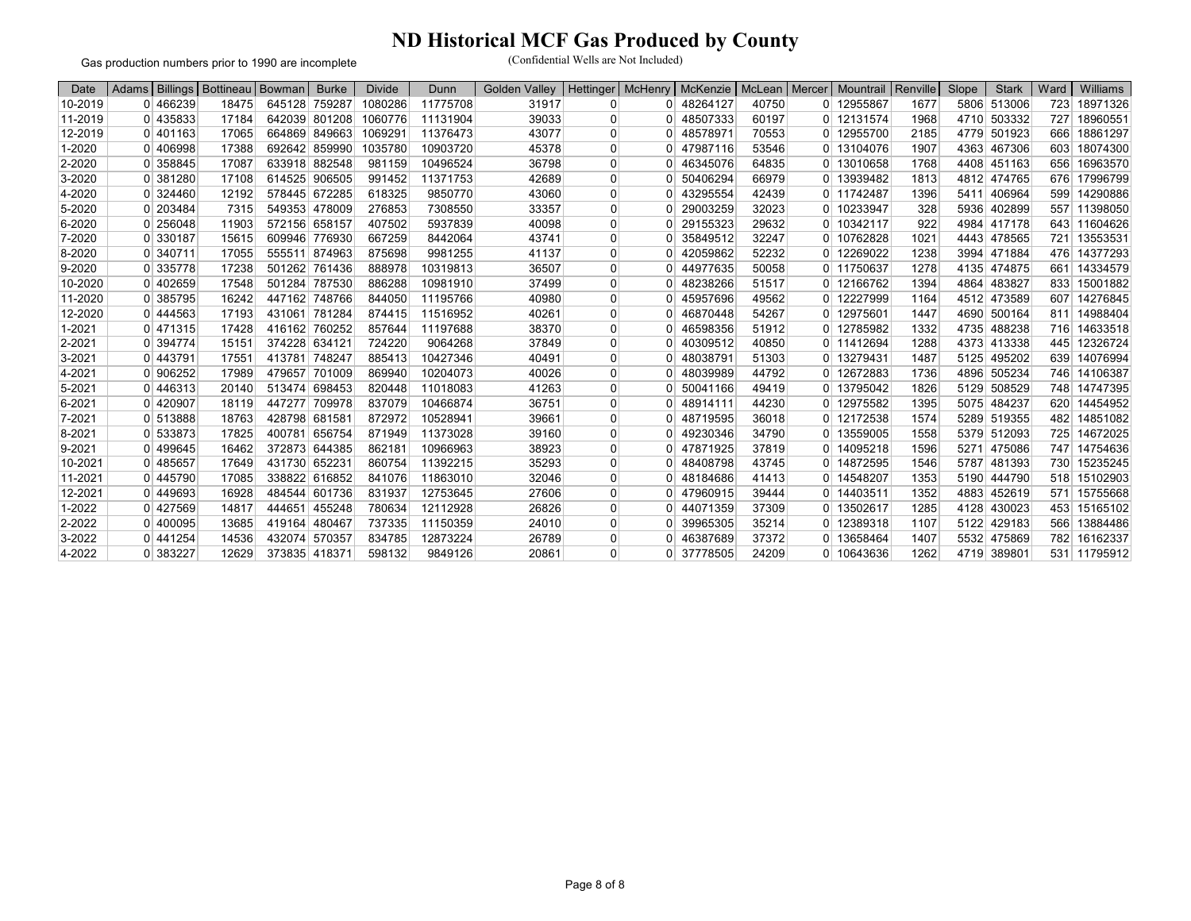# ND Historical MCF Gas Produced by County

Gas production numbers prior to 1990 are incomplete

(Confidential Wells are Not Included)

| Date | Adams | Billings | Bottineau | Bowman | Burke | Divide | Dunn | Golden Valley | Hettinger | McHenry | McKenzie | McLean | Mercer | Mountrail | Renville | Slope | Stark | Ward | Williams |
|---|---|---|---|---|---|---|---|---|---|---|---|---|---|---|---|---|---|---|---|
| 10-2019 | 0 | 466239 | 18475 | 645128 | 759287 | 1080286 | 11775708 | 31917 | 0 | 0 | 48264127 | 40750 | 0 | 12955867 | 1677 | 5806 | 513006 | 723 | 18971326 |
| 11-2019 | 0 | 435833 | 17184 | 642039 | 801208 | 1060776 | 11131904 | 39033 | 0 | 0 | 48507333 | 60197 | 0 | 12131574 | 1968 | 4710 | 503332 | 727 | 18960551 |
| 12-2019 | 0 | 401163 | 17065 | 664869 | 849663 | 1069291 | 11376473 | 43077 | 0 | 0 | 48578971 | 70553 | 0 | 12955700 | 2185 | 4779 | 501923 | 666 | 18861297 |
| 1-2020 | 0 | 406998 | 17388 | 692642 | 859990 | 1035780 | 10903720 | 45378 | 0 | 0 | 47987116 | 53546 | 0 | 13104076 | 1907 | 4363 | 467306 | 603 | 18074300 |
| 2-2020 | 0 | 358845 | 17087 | 633918 | 882548 | 981159 | 10496524 | 36798 | 0 | 0 | 46345076 | 64835 | 0 | 13010658 | 1768 | 4408 | 451163 | 656 | 16963570 |
| 3-2020 | 0 | 381280 | 17108 | 614525 | 906505 | 991452 | 11371753 | 42689 | 0 | 0 | 50406294 | 66979 | 0 | 13939482 | 1813 | 4812 | 474765 | 676 | 17996799 |
| 4-2020 | 0 | 324460 | 12192 | 578445 | 672285 | 618325 | 9850770 | 43060 | 0 | 0 | 43295554 | 42439 | 0 | 11742487 | 1396 | 5411 | 406964 | 599 | 14290886 |
| 5-2020 | 0 | 203484 | 7315 | 549353 | 478009 | 276853 | 7308550 | 33357 | 0 | 0 | 29003259 | 32023 | 0 | 10233947 | 328 | 5936 | 402899 | 557 | 11398050 |
| 6-2020 | 0 | 256048 | 11903 | 572156 | 658157 | 407502 | 5937839 | 40098 | 0 | 0 | 29155323 | 29632 | 0 | 10342117 | 922 | 4984 | 417178 | 643 | 11604626 |
| 7-2020 | 0 | 330187 | 15615 | 609946 | 776930 | 667259 | 8442064 | 43741 | 0 | 0 | 35849512 | 32247 | 0 | 10762828 | 1021 | 4443 | 478565 | 721 | 13553531 |
| 8-2020 | 0 | 340711 | 17055 | 555511 | 874963 | 875698 | 9981255 | 41137 | 0 | 0 | 42059862 | 52232 | 0 | 12269022 | 1238 | 3994 | 471884 | 476 | 14377293 |
| 9-2020 | 0 | 335778 | 17238 | 501262 | 761436 | 888978 | 10319813 | 36507 | 0 | 0 | 44977635 | 50058 | 0 | 11750637 | 1278 | 4135 | 474875 | 661 | 14334579 |
| 10-2020 | 0 | 402659 | 17548 | 501284 | 787530 | 886288 | 10981910 | 37499 | 0 | 0 | 48238266 | 51517 | 0 | 12166762 | 1394 | 4864 | 483827 | 833 | 15001882 |
| 11-2020 | 0 | 385795 | 16242 | 447162 | 748766 | 844050 | 11195766 | 40980 | 0 | 0 | 45957696 | 49562 | 0 | 12227999 | 1164 | 4512 | 473589 | 607 | 14276845 |
| 12-2020 | 0 | 444563 | 17193 | 431061 | 781284 | 874415 | 11516952 | 40261 | 0 | 0 | 46870448 | 54267 | 0 | 12975601 | 1447 | 4690 | 500164 | 811 | 14988404 |
| 1-2021 | 0 | 471315 | 17428 | 416162 | 760252 | 857644 | 11197688 | 38370 | 0 | 0 | 46598356 | 51912 | 0 | 12785982 | 1332 | 4735 | 488238 | 716 | 14633518 |
| 2-2021 | 0 | 394774 | 15151 | 374228 | 634121 | 724220 | 9064268 | 37849 | 0 | 0 | 40309512 | 40850 | 0 | 11412694 | 1288 | 4373 | 413338 | 445 | 12326724 |
| 3-2021 | 0 | 443791 | 17551 | 413781 | 748247 | 885413 | 10427346 | 40491 | 0 | 0 | 48038791 | 51303 | 0 | 13279431 | 1487 | 5125 | 495202 | 639 | 14076994 |
| 4-2021 | 0 | 906252 | 17989 | 479657 | 701009 | 869940 | 10204073 | 40026 | 0 | 0 | 48039989 | 44792 | 0 | 12672883 | 1736 | 4896 | 505234 | 746 | 14106387 |
| 5-2021 | 0 | 446313 | 20140 | 513474 | 698453 | 820448 | 11018083 | 41263 | 0 | 0 | 50041166 | 49419 | 0 | 13795042 | 1826 | 5129 | 508529 | 748 | 14747395 |
| 6-2021 | 0 | 420907 | 18119 | 447277 | 709978 | 837079 | 10466874 | 36751 | 0 | 0 | 48914111 | 44230 | 0 | 12975582 | 1395 | 5075 | 484237 | 620 | 14454952 |
| 7-2021 | 0 | 513888 | 18763 | 428798 | 681581 | 872972 | 10528941 | 39661 | 0 | 0 | 48719595 | 36018 | 0 | 12172538 | 1574 | 5289 | 519355 | 482 | 14851082 |
| 8-2021 | 0 | 533873 | 17825 | 400781 | 656754 | 871949 | 11373028 | 39160 | 0 | 0 | 49230346 | 34790 | 0 | 13559005 | 1558 | 5379 | 512093 | 725 | 14672025 |
| 9-2021 | 0 | 499645 | 16462 | 372873 | 644385 | 862181 | 10966963 | 38923 | 0 | 0 | 47871925 | 37819 | 0 | 14095218 | 1596 | 5271 | 475086 | 747 | 14754636 |
| 10-2021 | 0 | 485657 | 17649 | 431730 | 652231 | 860754 | 11392215 | 35293 | 0 | 0 | 48408798 | 43745 | 0 | 14872595 | 1546 | 5787 | 481393 | 730 | 15235245 |
| 11-2021 | 0 | 445790 | 17085 | 338822 | 616852 | 841076 | 11863010 | 32046 | 0 | 0 | 48184686 | 41413 | 0 | 14548207 | 1353 | 5190 | 444790 | 518 | 15102903 |
| 12-2021 | 0 | 449693 | 16928 | 484544 | 601736 | 831937 | 12753645 | 27606 | 0 | 0 | 47960915 | 39444 | 0 | 14403511 | 1352 | 4883 | 452619 | 571 | 15755668 |
| 1-2022 | 0 | 427569 | 14817 | 444651 | 455248 | 780634 | 12112928 | 26826 | 0 | 0 | 44071359 | 37309 | 0 | 13502617 | 1285 | 4128 | 430023 | 453 | 15165102 |
| 2-2022 | 0 | 400095 | 13685 | 419164 | 480467 | 737335 | 11150359 | 24010 | 0 | 0 | 39965305 | 35214 | 0 | 12389318 | 1107 | 5122 | 429183 | 566 | 13884486 |
| 3-2022 | 0 | 441254 | 14536 | 432074 | 570357 | 834785 | 12873224 | 26789 | 0 | 0 | 46387689 | 37372 | 0 | 13658464 | 1407 | 5532 | 475869 | 782 | 16162337 |
| 4-2022 | 0 | 383227 | 12629 | 373835 | 418371 | 598132 | 9849126 | 20861 | 0 | 0 | 37778505 | 24209 | 0 | 10643636 | 1262 | 4719 | 389801 | 531 | 11795912 |